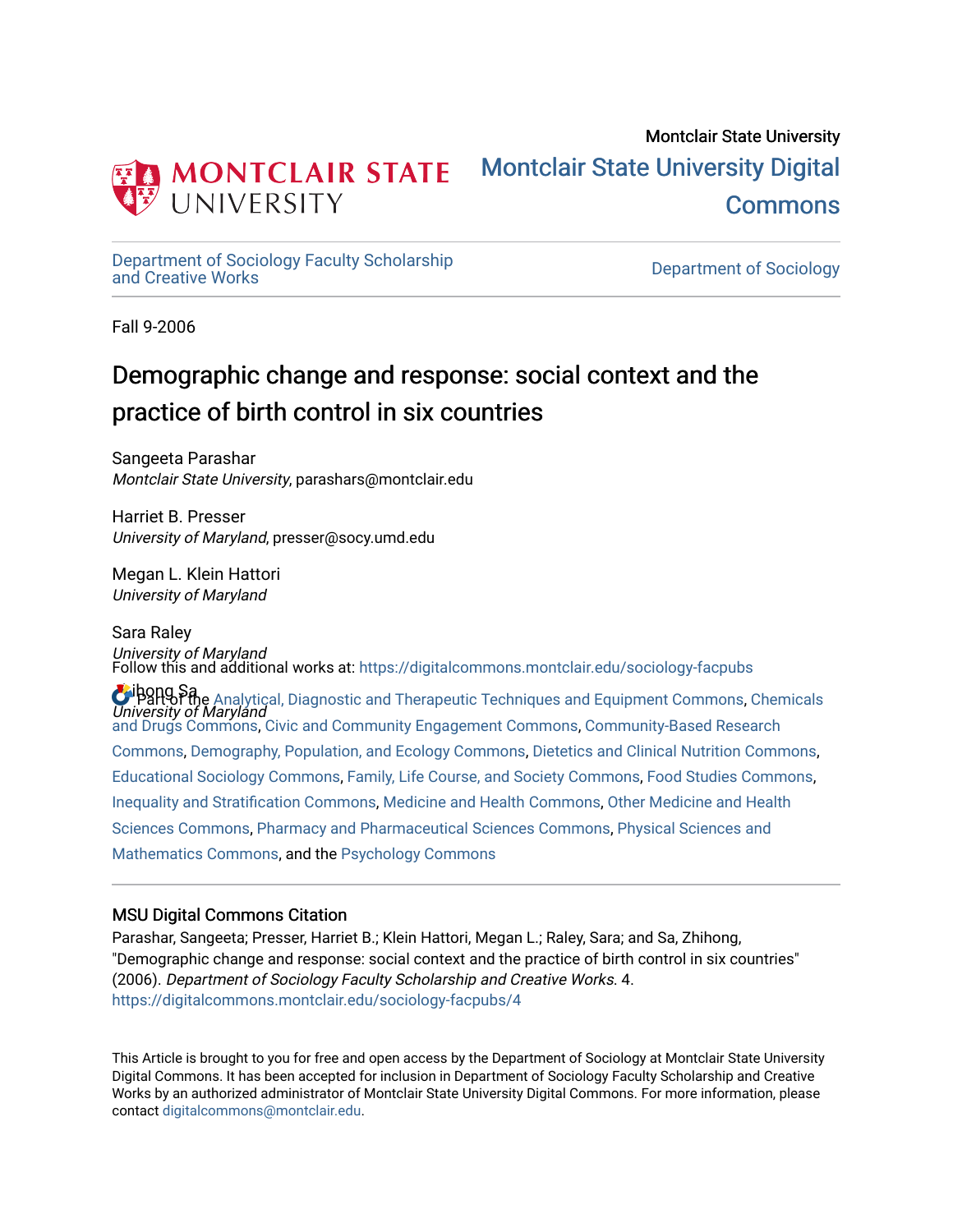Montclair State University

# Montclair State University Digital Commons

Department of Sociology Faculty Scholarship and Creative Works

Department of Sociology

Fall 9-2006

# Demographic change and response: social context and the practice of birth control in six countries

Sangeeta Parashar
*Montclair State University*, parashars@montclair.edu

Harriet B. Presser
*University of Maryland*, presser@socy.umd.edu

Megan L. Klein Hattori
*University of Maryland*

Sara Raley
*University of Maryland*

Zhihong Sa
*University of Maryland*

Follow this and additional works at: https://digitalcommons.montclair.edu/sociology-facpubs

Part of the Analytical, Diagnostic and Therapeutic Techniques and Equipment Commons, Chemicals and Drugs Commons, Civic and Community Engagement Commons, Community-Based Research Commons, Demography, Population, and Ecology Commons, Dietetics and Clinical Nutrition Commons, Educational Sociology Commons, Family, Life Course, and Society Commons, Food Studies Commons, Inequality and Stratification Commons, Medicine and Health Commons, Other Medicine and Health Sciences Commons, Pharmacy and Pharmaceutical Sciences Commons, Physical Sciences and Mathematics Commons, and the Psychology Commons

## MSU Digital Commons Citation

Parashar, Sangeeta; Presser, Harriet B.; Klein Hattori, Megan L.; Raley, Sara; and Sa, Zhihong, "Demographic change and response: social context and the practice of birth control in six countries" (2006). *Department of Sociology Faculty Scholarship and Creative Works*. 4.
https://digitalcommons.montclair.edu/sociology-facpubs/4

This Article is brought to you for free and open access by the Department of Sociology at Montclair State University Digital Commons. It has been accepted for inclusion in Department of Sociology Faculty Scholarship and Creative Works by an authorized administrator of Montclair State University Digital Commons. For more information, please contact digitalcommons@montclair.edu.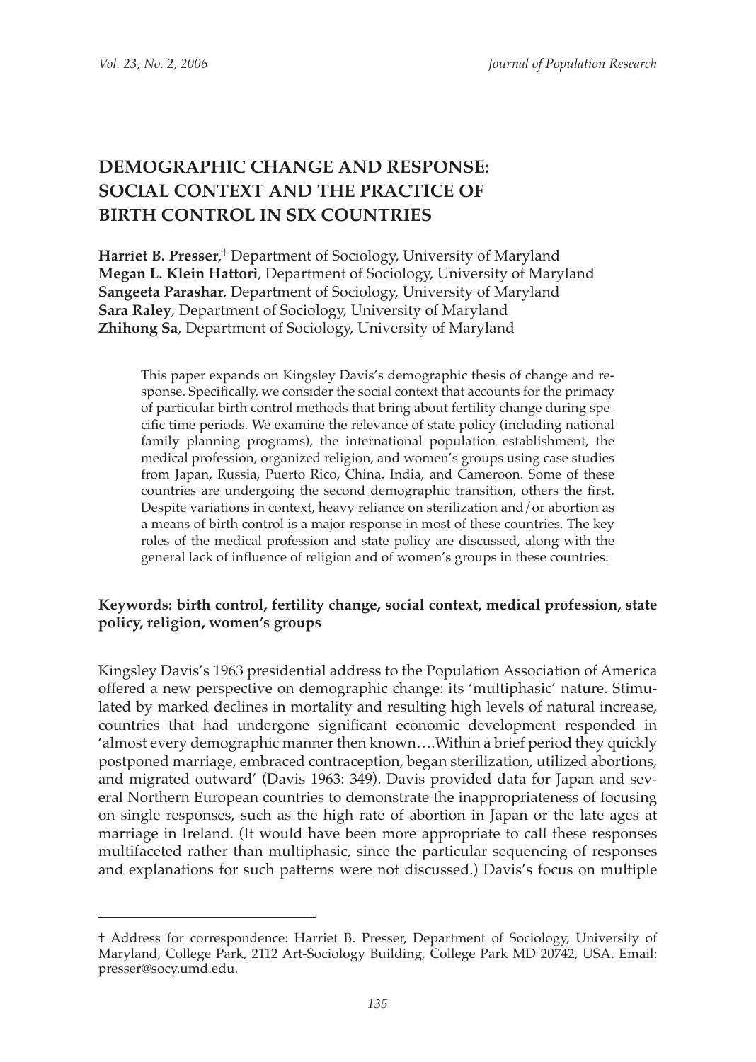# DEMOGRAPHIC CHANGE AND RESPONSE: SOCIAL CONTEXT AND THE PRACTICE OF BIRTH CONTROL IN SIX COUNTRIES

**Harriet B. Presser**,[†] Department of Sociology, University of Maryland
**Megan L. Klein Hattori**, Department of Sociology, University of Maryland
**Sangeeta Parashar**, Department of Sociology, University of Maryland
**Sara Raley**, Department of Sociology, University of Maryland
**Zhihong Sa**, Department of Sociology, University of Maryland

> This paper expands on Kingsley Davis's demographic thesis of change and response. Specifically, we consider the social context that accounts for the primacy of particular birth control methods that bring about fertility change during specific time periods. We examine the relevance of state policy (including national family planning programs), the international population establishment, the medical profession, organized religion, and women's groups using case studies from Japan, Russia, Puerto Rico, China, India, and Cameroon. Some of these countries are undergoing the second demographic transition, others the first. Despite variations in context, heavy reliance on sterilization and/or abortion as a means of birth control is a major response in most of these countries. The key roles of the medical profession and state policy are discussed, along with the general lack of influence of religion and of women's groups in these countries.

**Keywords: birth control, fertility change, social context, medical profession, state policy, religion, women's groups**

Kingsley Davis's 1963 presidential address to the Population Association of America offered a new perspective on demographic change: its 'multiphasic' nature. Stimulated by marked declines in mortality and resulting high levels of natural increase, countries that had undergone significant economic development responded in 'almost every demographic manner then known….Within a brief period they quickly postponed marriage, embraced contraception, began sterilization, utilized abortions, and migrated outward' (Davis 1963: 349). Davis provided data for Japan and several Northern European countries to demonstrate the inappropriateness of focusing on single responses, such as the high rate of abortion in Japan or the late ages at marriage in Ireland. (It would have been more appropriate to call these responses multifaceted rather than multiphasic, since the particular sequencing of responses and explanations for such patterns were not discussed.) Davis's focus on multiple

† Address for correspondence: Harriet B. Presser, Department of Sociology, University of Maryland, College Park, 2112 Art-Sociology Building, College Park MD 20742, USA. Email: presser@socy.umd.edu.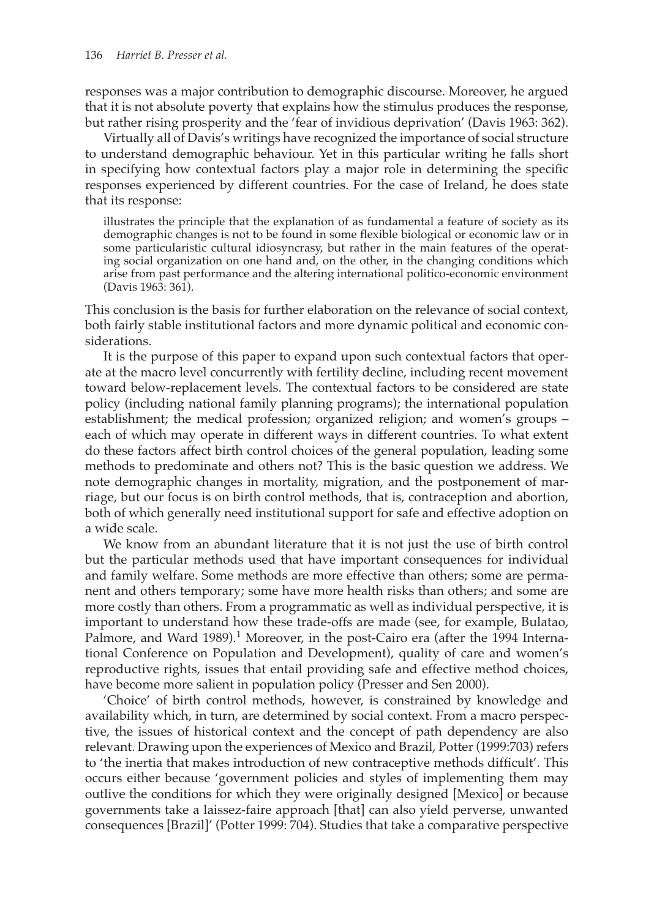responses was a major contribution to demographic discourse. Moreover, he argued that it is not absolute poverty that explains how the stimulus produces the response, but rather rising prosperity and the 'fear of invidious deprivation' (Davis 1963: 362).

Virtually all of Davis's writings have recognized the importance of social structure to understand demographic behaviour. Yet in this particular writing he falls short in specifying how contextual factors play a major role in determining the specific responses experienced by different countries. For the case of Ireland, he does state that its response:

> illustrates the principle that the explanation of as fundamental a feature of society as its demographic changes is not to be found in some flexible biological or economic law or in some particularistic cultural idiosyncrasy, but rather in the main features of the operating social organization on one hand and, on the other, in the changing conditions which arise from past performance and the altering international politico-economic environment (Davis 1963: 361).

This conclusion is the basis for further elaboration on the relevance of social context, both fairly stable institutional factors and more dynamic political and economic considerations.

It is the purpose of this paper to expand upon such contextual factors that operate at the macro level concurrently with fertility decline, including recent movement toward below-replacement levels. The contextual factors to be considered are state policy (including national family planning programs); the international population establishment; the medical profession; organized religion; and women's groups – each of which may operate in different ways in different countries. To what extent do these factors affect birth control choices of the general population, leading some methods to predominate and others not? This is the basic question we address. We note demographic changes in mortality, migration, and the postponement of marriage, but our focus is on birth control methods, that is, contraception and abortion, both of which generally need institutional support for safe and effective adoption on a wide scale.

We know from an abundant literature that it is not just the use of birth control but the particular methods used that have important consequences for individual and family welfare. Some methods are more effective than others; some are permanent and others temporary; some have more health risks than others; and some are more costly than others. From a programmatic as well as individual perspective, it is important to understand how these trade-offs are made (see, for example, Bulatao, Palmore, and Ward 1989).[1] Moreover, in the post-Cairo era (after the 1994 International Conference on Population and Development), quality of care and women's reproductive rights, issues that entail providing safe and effective method choices, have become more salient in population policy (Presser and Sen 2000).

'Choice' of birth control methods, however, is constrained by knowledge and availability which, in turn, are determined by social context. From a macro perspective, the issues of historical context and the concept of path dependency are also relevant. Drawing upon the experiences of Mexico and Brazil, Potter (1999:703) refers to 'the inertia that makes introduction of new contraceptive methods difficult'. This occurs either because 'government policies and styles of implementing them may outlive the conditions for which they were originally designed [Mexico] or because governments take a laissez-faire approach [that] can also yield perverse, unwanted consequences [Brazil]' (Potter 1999: 704). Studies that take a comparative perspective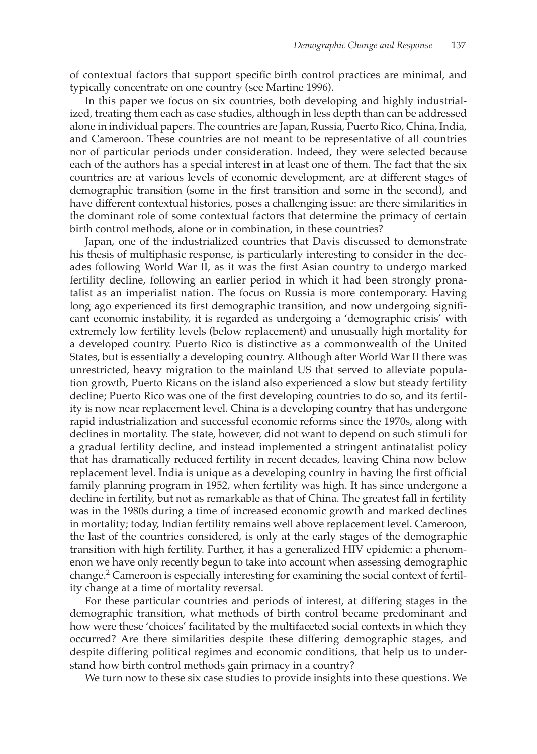of contextual factors that support specific birth control practices are minimal, and typically concentrate on one country (see Martine 1996).

In this paper we focus on six countries, both developing and highly industrialized, treating them each as case studies, although in less depth than can be addressed alone in individual papers. The countries are Japan, Russia, Puerto Rico, China, India, and Cameroon. These countries are not meant to be representative of all countries nor of particular periods under consideration. Indeed, they were selected because each of the authors has a special interest in at least one of them. The fact that the six countries are at various levels of economic development, are at different stages of demographic transition (some in the first transition and some in the second), and have different contextual histories, poses a challenging issue: are there similarities in the dominant role of some contextual factors that determine the primacy of certain birth control methods, alone or in combination, in these countries?

Japan, one of the industrialized countries that Davis discussed to demonstrate his thesis of multiphasic response, is particularly interesting to consider in the decades following World War II, as it was the first Asian country to undergo marked fertility decline, following an earlier period in which it had been strongly pronatalist as an imperialist nation. The focus on Russia is more contemporary. Having long ago experienced its first demographic transition, and now undergoing significant economic instability, it is regarded as undergoing a 'demographic crisis' with extremely low fertility levels (below replacement) and unusually high mortality for a developed country. Puerto Rico is distinctive as a commonwealth of the United States, but is essentially a developing country. Although after World War II there was unrestricted, heavy migration to the mainland US that served to alleviate population growth, Puerto Ricans on the island also experienced a slow but steady fertility decline; Puerto Rico was one of the first developing countries to do so, and its fertility is now near replacement level. China is a developing country that has undergone rapid industrialization and successful economic reforms since the 1970s, along with declines in mortality. The state, however, did not want to depend on such stimuli for a gradual fertility decline, and instead implemented a stringent antinatalist policy that has dramatically reduced fertility in recent decades, leaving China now below replacement level. India is unique as a developing country in having the first official family planning program in 1952, when fertility was high. It has since undergone a decline in fertility, but not as remarkable as that of China. The greatest fall in fertility was in the 1980s during a time of increased economic growth and marked declines in mortality; today, Indian fertility remains well above replacement level. Cameroon, the last of the countries considered, is only at the early stages of the demographic transition with high fertility. Further, it has a generalized HIV epidemic: a phenomenon we have only recently begun to take into account when assessing demographic change.[2] Cameroon is especially interesting for examining the social context of fertility change at a time of mortality reversal.

For these particular countries and periods of interest, at differing stages in the demographic transition, what methods of birth control became predominant and how were these 'choices' facilitated by the multifaceted social contexts in which they occurred? Are there similarities despite these differing demographic stages, and despite differing political regimes and economic conditions, that help us to understand how birth control methods gain primacy in a country?

We turn now to these six case studies to provide insights into these questions. We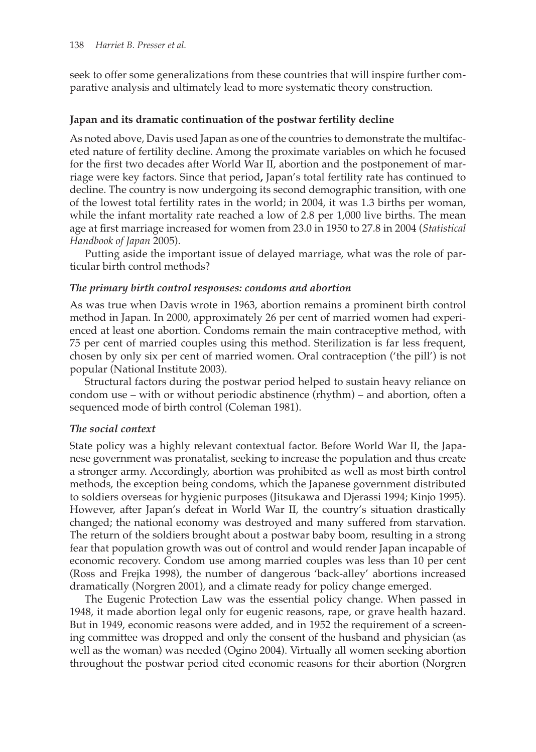seek to offer some generalizations from these countries that will inspire further comparative analysis and ultimately lead to more systematic theory construction.

## Japan and its dramatic continuation of the postwar fertility decline

As noted above, Davis used Japan as one of the countries to demonstrate the multifaceted nature of fertility decline. Among the proximate variables on which he focused for the first two decades after World War II, abortion and the postponement of marriage were key factors. Since that period**,** Japan's total fertility rate has continued to decline. The country is now undergoing its second demographic transition, with one of the lowest total fertility rates in the world; in 2004, it was 1.3 births per woman, while the infant mortality rate reached a low of 2.8 per 1,000 live births. The mean age at first marriage increased for women from 23.0 in 1950 to 27.8 in 2004 (*Statistical Handbook of Japan* 2005).

Putting aside the important issue of delayed marriage, what was the role of particular birth control methods?

### *The primary birth control responses: condoms and abortion*

As was true when Davis wrote in 1963, abortion remains a prominent birth control method in Japan. In 2000, approximately 26 per cent of married women had experienced at least one abortion. Condoms remain the main contraceptive method, with 75 per cent of married couples using this method. Sterilization is far less frequent, chosen by only six per cent of married women. Oral contraception ('the pill') is not popular (National Institute 2003).

Structural factors during the postwar period helped to sustain heavy reliance on condom use – with or without periodic abstinence (rhythm) – and abortion, often a sequenced mode of birth control (Coleman 1981).

### *The social context*

State policy was a highly relevant contextual factor. Before World War II, the Japanese government was pronatalist, seeking to increase the population and thus create a stronger army. Accordingly, abortion was prohibited as well as most birth control methods, the exception being condoms, which the Japanese government distributed to soldiers overseas for hygienic purposes (Jitsukawa and Djerassi 1994; Kinjo 1995). However, after Japan's defeat in World War II, the country's situation drastically changed; the national economy was destroyed and many suffered from starvation. The return of the soldiers brought about a postwar baby boom, resulting in a strong fear that population growth was out of control and would render Japan incapable of economic recovery. Condom use among married couples was less than 10 per cent (Ross and Frejka 1998), the number of dangerous 'back-alley' abortions increased dramatically (Norgren 2001), and a climate ready for policy change emerged.

The Eugenic Protection Law was the essential policy change. When passed in 1948, it made abortion legal only for eugenic reasons, rape, or grave health hazard. But in 1949, economic reasons were added, and in 1952 the requirement of a screening committee was dropped and only the consent of the husband and physician (as well as the woman) was needed (Ogino 2004). Virtually all women seeking abortion throughout the postwar period cited economic reasons for their abortion (Norgren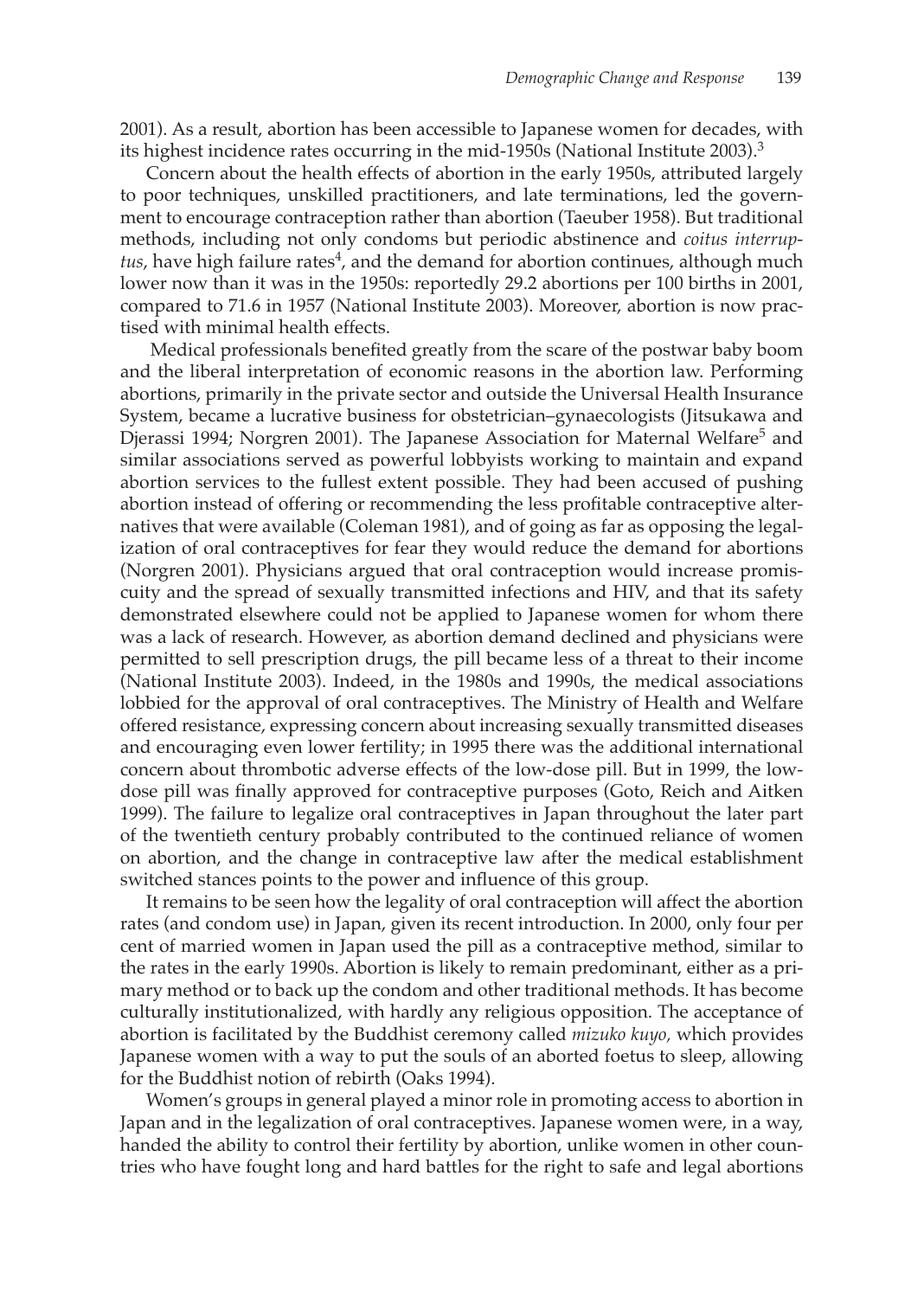2001). As a result, abortion has been accessible to Japanese women for decades, with its highest incidence rates occurring in the mid-1950s (National Institute 2003).[3]

Concern about the health effects of abortion in the early 1950s, attributed largely to poor techniques, unskilled practitioners, and late terminations, led the government to encourage contraception rather than abortion (Taeuber 1958). But traditional methods, including not only condoms but periodic abstinence and *coitus interruptus*, have high failure rates[4], and the demand for abortion continues, although much lower now than it was in the 1950s: reportedly 29.2 abortions per 100 births in 2001, compared to 71.6 in 1957 (National Institute 2003). Moreover, abortion is now practised with minimal health effects.

Medical professionals benefited greatly from the scare of the postwar baby boom and the liberal interpretation of economic reasons in the abortion law. Performing abortions, primarily in the private sector and outside the Universal Health Insurance System, became a lucrative business for obstetrician–gynaecologists (Jitsukawa and Djerassi 1994; Norgren 2001). The Japanese Association for Maternal Welfare[5] and similar associations served as powerful lobbyists working to maintain and expand abortion services to the fullest extent possible. They had been accused of pushing abortion instead of offering or recommending the less profitable contraceptive alternatives that were available (Coleman 1981), and of going as far as opposing the legalization of oral contraceptives for fear they would reduce the demand for abortions (Norgren 2001). Physicians argued that oral contraception would increase promiscuity and the spread of sexually transmitted infections and HIV, and that its safety demonstrated elsewhere could not be applied to Japanese women for whom there was a lack of research. However, as abortion demand declined and physicians were permitted to sell prescription drugs, the pill became less of a threat to their income (National Institute 2003). Indeed, in the 1980s and 1990s, the medical associations lobbied for the approval of oral contraceptives. The Ministry of Health and Welfare offered resistance, expressing concern about increasing sexually transmitted diseases and encouraging even lower fertility; in 1995 there was the additional international concern about thrombotic adverse effects of the low-dose pill. But in 1999, the low-dose pill was finally approved for contraceptive purposes (Goto, Reich and Aitken 1999). The failure to legalize oral contraceptives in Japan throughout the later part of the twentieth century probably contributed to the continued reliance of women on abortion, and the change in contraceptive law after the medical establishment switched stances points to the power and influence of this group.

It remains to be seen how the legality of oral contraception will affect the abortion rates (and condom use) in Japan, given its recent introduction. In 2000, only four per cent of married women in Japan used the pill as a contraceptive method, similar to the rates in the early 1990s. Abortion is likely to remain predominant, either as a primary method or to back up the condom and other traditional methods. It has become culturally institutionalized, with hardly any religious opposition. The acceptance of abortion is facilitated by the Buddhist ceremony called *mizuko kuyo,* which provides Japanese women with a way to put the souls of an aborted foetus to sleep, allowing for the Buddhist notion of rebirth (Oaks 1994).

Women's groups in general played a minor role in promoting access to abortion in Japan and in the legalization of oral contraceptives. Japanese women were, in a way, handed the ability to control their fertility by abortion, unlike women in other countries who have fought long and hard battles for the right to safe and legal abortions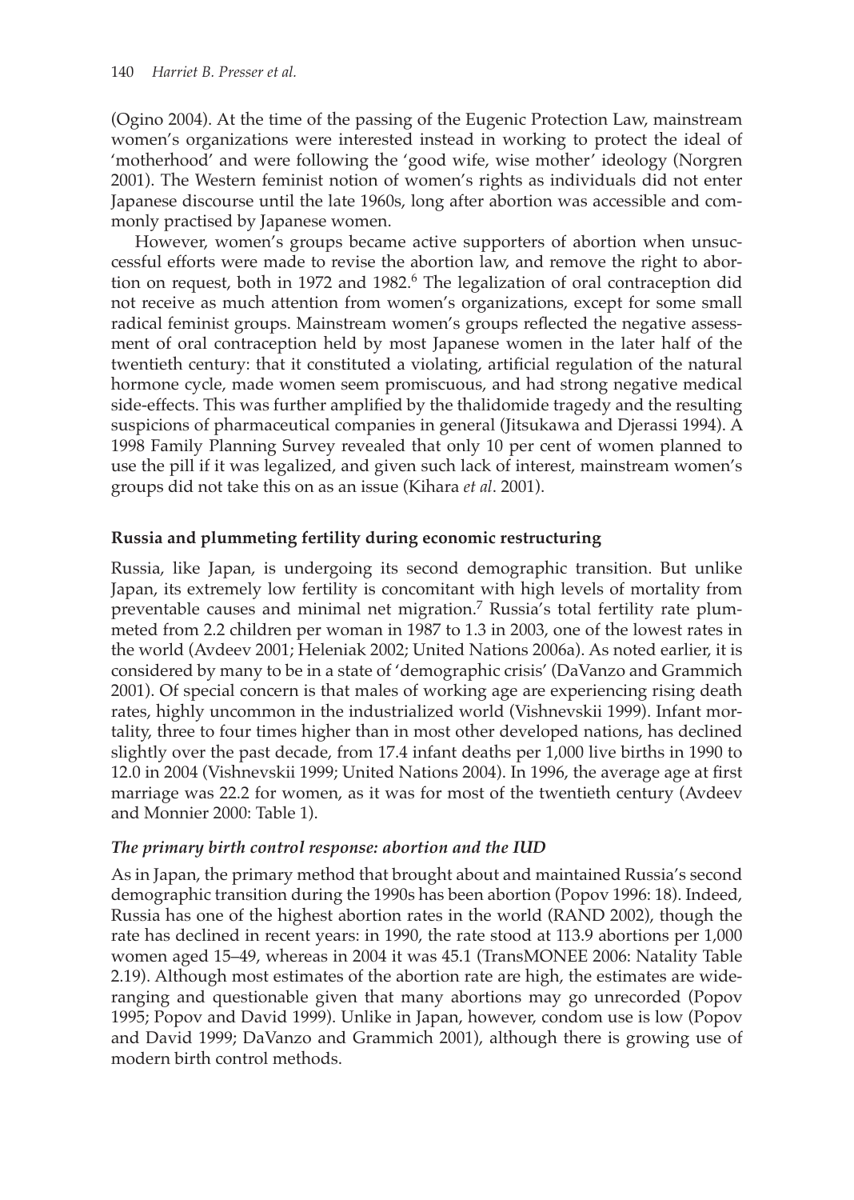(Ogino 2004). At the time of the passing of the Eugenic Protection Law, mainstream women's organizations were interested instead in working to protect the ideal of 'motherhood' and were following the 'good wife, wise mother' ideology (Norgren 2001). The Western feminist notion of women's rights as individuals did not enter Japanese discourse until the late 1960s, long after abortion was accessible and commonly practised by Japanese women.

However, women's groups became active supporters of abortion when unsuccessful efforts were made to revise the abortion law, and remove the right to abortion on request, both in 1972 and 1982.[6] The legalization of oral contraception did not receive as much attention from women's organizations, except for some small radical feminist groups. Mainstream women's groups reflected the negative assessment of oral contraception held by most Japanese women in the later half of the twentieth century: that it constituted a violating, artificial regulation of the natural hormone cycle, made women seem promiscuous, and had strong negative medical side-effects. This was further amplified by the thalidomide tragedy and the resulting suspicions of pharmaceutical companies in general (Jitsukawa and Djerassi 1994). A 1998 Family Planning Survey revealed that only 10 per cent of women planned to use the pill if it was legalized, and given such lack of interest, mainstream women's groups did not take this on as an issue (Kihara *et al*. 2001).

### Russia and plummeting fertility during economic restructuring

Russia, like Japan, is undergoing its second demographic transition. But unlike Japan, its extremely low fertility is concomitant with high levels of mortality from preventable causes and minimal net migration.[7] Russia's total fertility rate plummeted from 2.2 children per woman in 1987 to 1.3 in 2003, one of the lowest rates in the world (Avdeev 2001; Heleniak 2002; United Nations 2006a). As noted earlier, it is considered by many to be in a state of 'demographic crisis' (DaVanzo and Grammich 2001). Of special concern is that males of working age are experiencing rising death rates, highly uncommon in the industrialized world (Vishnevskii 1999). Infant mortality, three to four times higher than in most other developed nations, has declined slightly over the past decade, from 17.4 infant deaths per 1,000 live births in 1990 to 12.0 in 2004 (Vishnevskii 1999; United Nations 2004). In 1996, the average age at first marriage was 22.2 for women, as it was for most of the twentieth century (Avdeev and Monnier 2000: Table 1).

#### *The primary birth control response: abortion and the IUD*

As in Japan, the primary method that brought about and maintained Russia's second demographic transition during the 1990s has been abortion (Popov 1996: 18). Indeed, Russia has one of the highest abortion rates in the world (RAND 2002), though the rate has declined in recent years: in 1990, the rate stood at 113.9 abortions per 1,000 women aged 15–49, whereas in 2004 it was 45.1 (TransMONEE 2006: Natality Table 2.19). Although most estimates of the abortion rate are high, the estimates are wide-ranging and questionable given that many abortions may go unrecorded (Popov 1995; Popov and David 1999). Unlike in Japan, however, condom use is low (Popov and David 1999; DaVanzo and Grammich 2001), although there is growing use of modern birth control methods.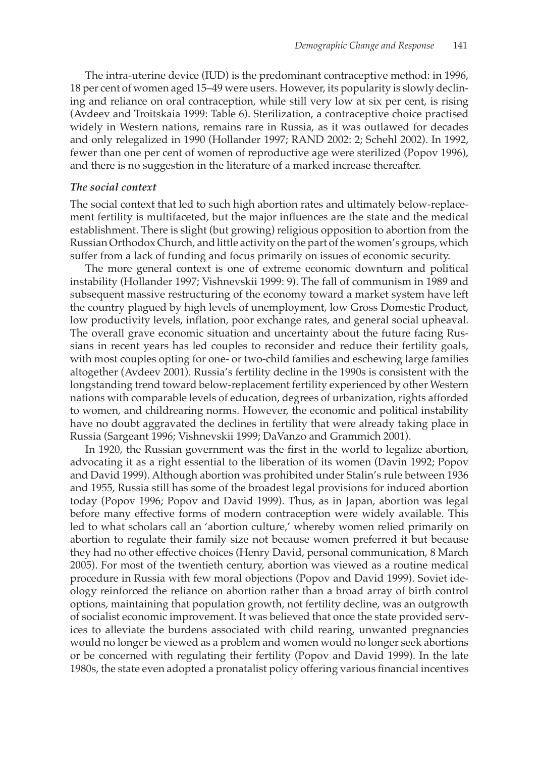The intra-uterine device (IUD) is the predominant contraceptive method: in 1996, 18 per cent of women aged 15–49 were users. However, its popularity is slowly declining and reliance on oral contraception, while still very low at six per cent, is rising (Avdeev and Troitskaia 1999: Table 6). Sterilization, a contraceptive choice practised widely in Western nations, remains rare in Russia, as it was outlawed for decades and only relegalized in 1990 (Hollander 1997; RAND 2002: 2; Schehl 2002). In 1992, fewer than one per cent of women of reproductive age were sterilized (Popov 1996), and there is no suggestion in the literature of a marked increase thereafter.

### *The social context*

The social context that led to such high abortion rates and ultimately below-replacement fertility is multifaceted, but the major influences are the state and the medical establishment. There is slight (but growing) religious opposition to abortion from the Russian Orthodox Church, and little activity on the part of the women's groups, which suffer from a lack of funding and focus primarily on issues of economic security.

The more general context is one of extreme economic downturn and political instability (Hollander 1997; Vishnevskii 1999: 9). The fall of communism in 1989 and subsequent massive restructuring of the economy toward a market system have left the country plagued by high levels of unemployment, low Gross Domestic Product, low productivity levels, inflation, poor exchange rates, and general social upheaval. The overall grave economic situation and uncertainty about the future facing Russians in recent years has led couples to reconsider and reduce their fertility goals, with most couples opting for one- or two-child families and eschewing large families altogether (Avdeev 2001). Russia's fertility decline in the 1990s is consistent with the longstanding trend toward below-replacement fertility experienced by other Western nations with comparable levels of education, degrees of urbanization, rights afforded to women, and childrearing norms. However, the economic and political instability have no doubt aggravated the declines in fertility that were already taking place in Russia (Sargeant 1996; Vishnevskii 1999; DaVanzo and Grammich 2001).

In 1920, the Russian government was the first in the world to legalize abortion, advocating it as a right essential to the liberation of its women (Davin 1992; Popov and David 1999). Although abortion was prohibited under Stalin's rule between 1936 and 1955, Russia still has some of the broadest legal provisions for induced abortion today (Popov 1996; Popov and David 1999). Thus, as in Japan, abortion was legal before many effective forms of modern contraception were widely available. This led to what scholars call an 'abortion culture,' whereby women relied primarily on abortion to regulate their family size not because women preferred it but because they had no other effective choices (Henry David, personal communication, 8 March 2005). For most of the twentieth century, abortion was viewed as a routine medical procedure in Russia with few moral objections (Popov and David 1999). Soviet ideology reinforced the reliance on abortion rather than a broad array of birth control options, maintaining that population growth, not fertility decline, was an outgrowth of socialist economic improvement. It was believed that once the state provided services to alleviate the burdens associated with child rearing, unwanted pregnancies would no longer be viewed as a problem and women would no longer seek abortions or be concerned with regulating their fertility (Popov and David 1999). In the late 1980s, the state even adopted a pronatalist policy offering various financial incentives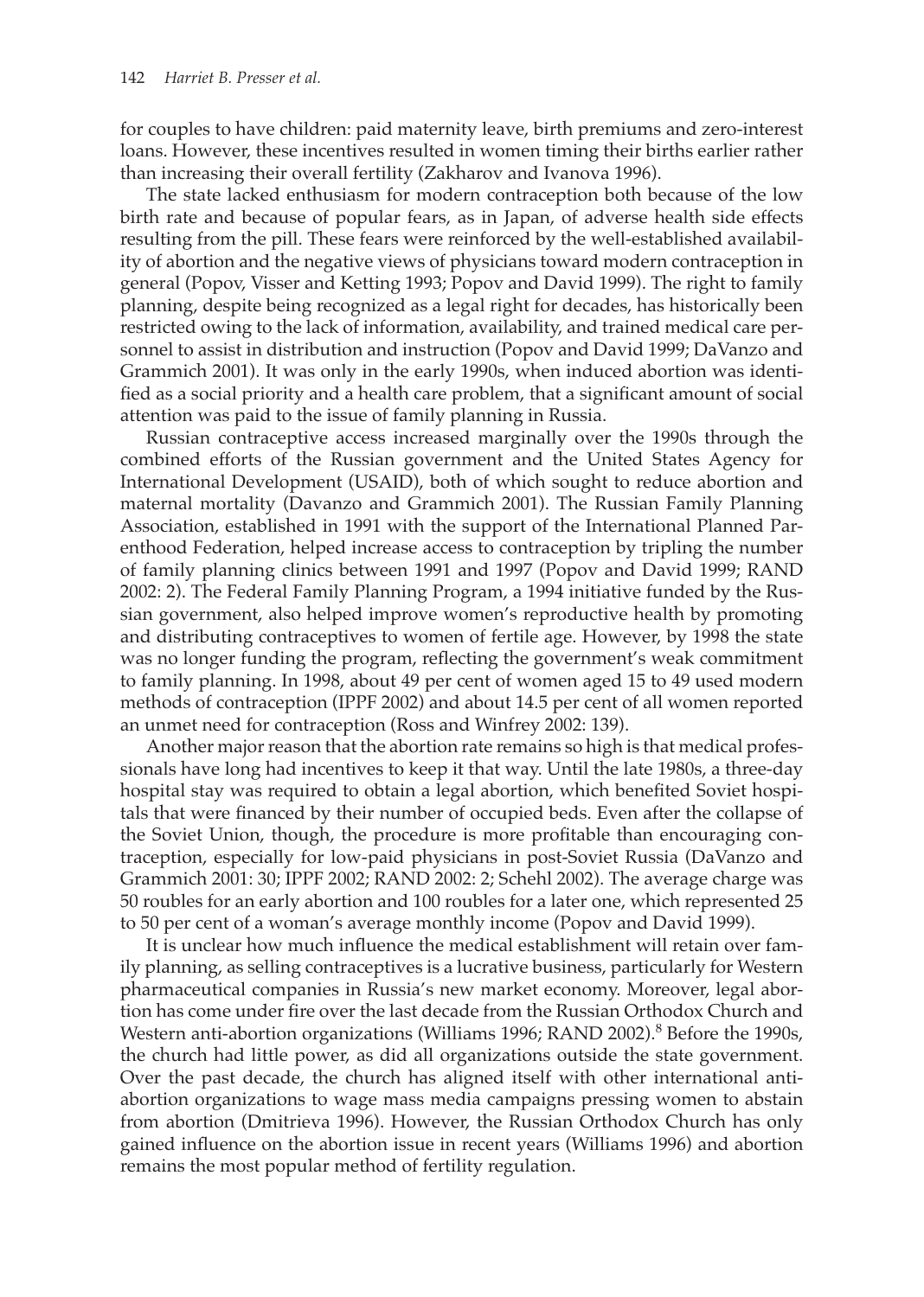for couples to have children: paid maternity leave, birth premiums and zero-interest loans. However, these incentives resulted in women timing their births earlier rather than increasing their overall fertility (Zakharov and Ivanova 1996).

The state lacked enthusiasm for modern contraception both because of the low birth rate and because of popular fears, as in Japan, of adverse health side effects resulting from the pill. These fears were reinforced by the well-established availability of abortion and the negative views of physicians toward modern contraception in general (Popov, Visser and Ketting 1993; Popov and David 1999). The right to family planning, despite being recognized as a legal right for decades, has historically been restricted owing to the lack of information, availability, and trained medical care personnel to assist in distribution and instruction (Popov and David 1999; DaVanzo and Grammich 2001). It was only in the early 1990s, when induced abortion was identified as a social priority and a health care problem, that a significant amount of social attention was paid to the issue of family planning in Russia.

Russian contraceptive access increased marginally over the 1990s through the combined efforts of the Russian government and the United States Agency for International Development (USAID), both of which sought to reduce abortion and maternal mortality (Davanzo and Grammich 2001). The Russian Family Planning Association, established in 1991 with the support of the International Planned Parenthood Federation, helped increase access to contraception by tripling the number of family planning clinics between 1991 and 1997 (Popov and David 1999; RAND 2002: 2). The Federal Family Planning Program, a 1994 initiative funded by the Russian government, also helped improve women's reproductive health by promoting and distributing contraceptives to women of fertile age. However, by 1998 the state was no longer funding the program, reflecting the government's weak commitment to family planning. In 1998, about 49 per cent of women aged 15 to 49 used modern methods of contraception (IPPF 2002) and about 14.5 per cent of all women reported an unmet need for contraception (Ross and Winfrey 2002: 139).

Another major reason that the abortion rate remains so high is that medical professionals have long had incentives to keep it that way. Until the late 1980s, a three-day hospital stay was required to obtain a legal abortion, which benefited Soviet hospitals that were financed by their number of occupied beds. Even after the collapse of the Soviet Union, though, the procedure is more profitable than encouraging contraception, especially for low-paid physicians in post-Soviet Russia (DaVanzo and Grammich 2001: 30; IPPF 2002; RAND 2002: 2; Schehl 2002). The average charge was 50 roubles for an early abortion and 100 roubles for a later one, which represented 25 to 50 per cent of a woman's average monthly income (Popov and David 1999).

It is unclear how much influence the medical establishment will retain over family planning, as selling contraceptives is a lucrative business, particularly for Western pharmaceutical companies in Russia's new market economy. Moreover, legal abortion has come under fire over the last decade from the Russian Orthodox Church and Western anti-abortion organizations (Williams 1996; RAND 2002).[8] Before the 1990s, the church had little power, as did all organizations outside the state government. Over the past decade, the church has aligned itself with other international anti-abortion organizations to wage mass media campaigns pressing women to abstain from abortion (Dmitrieva 1996). However, the Russian Orthodox Church has only gained influence on the abortion issue in recent years (Williams 1996) and abortion remains the most popular method of fertility regulation.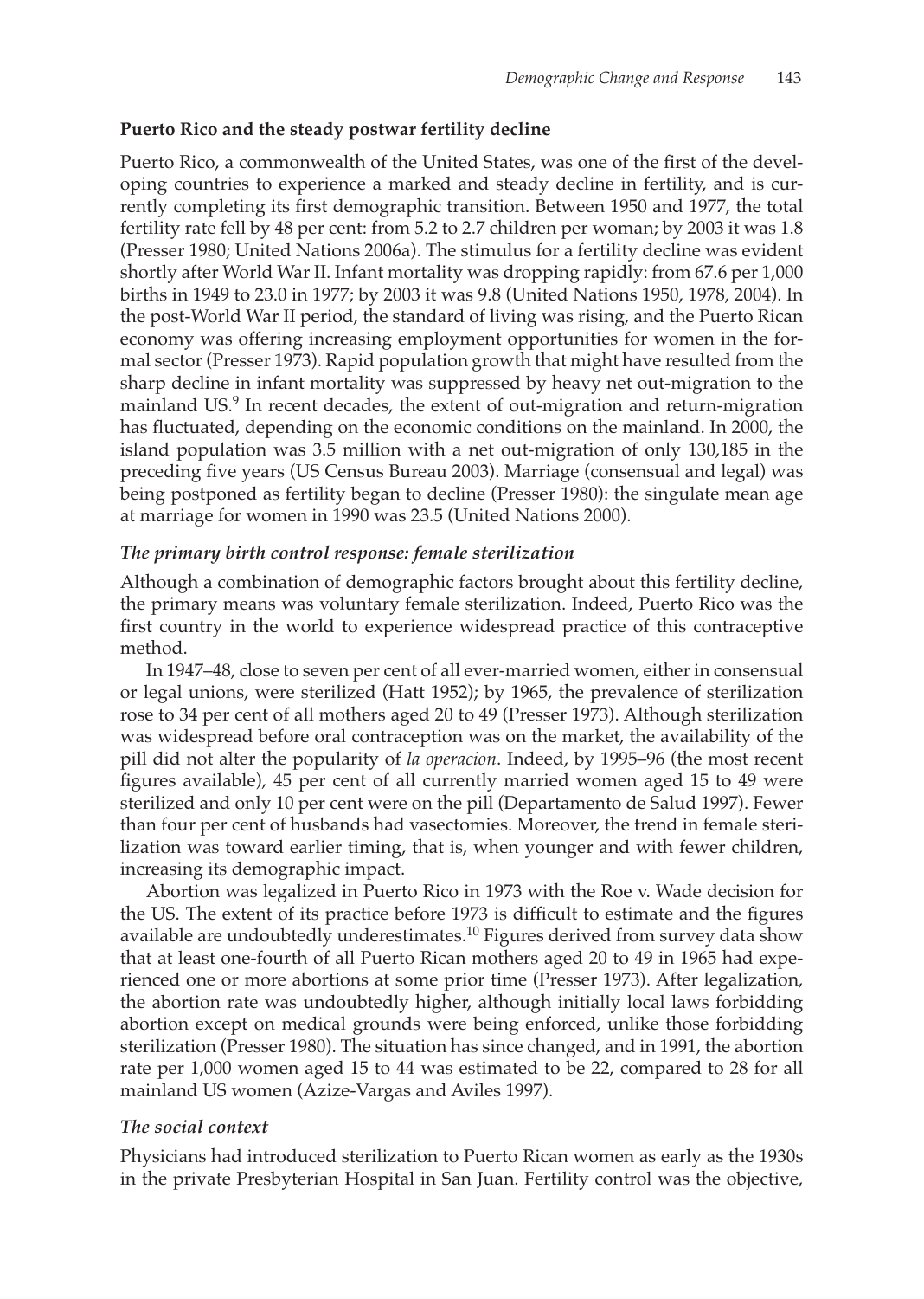### Puerto Rico and the steady postwar fertility decline

Puerto Rico, a commonwealth of the United States, was one of the first of the developing countries to experience a marked and steady decline in fertility, and is currently completing its first demographic transition. Between 1950 and 1977, the total fertility rate fell by 48 per cent: from 5.2 to 2.7 children per woman; by 2003 it was 1.8 (Presser 1980; United Nations 2006a). The stimulus for a fertility decline was evident shortly after World War II. Infant mortality was dropping rapidly: from 67.6 per 1,000 births in 1949 to 23.0 in 1977; by 2003 it was 9.8 (United Nations 1950, 1978, 2004). In the post-World War II period, the standard of living was rising, and the Puerto Rican economy was offering increasing employment opportunities for women in the formal sector (Presser 1973). Rapid population growth that might have resulted from the sharp decline in infant mortality was suppressed by heavy net out-migration to the mainland US.[9] In recent decades, the extent of out-migration and return-migration has fluctuated, depending on the economic conditions on the mainland. In 2000, the island population was 3.5 million with a net out-migration of only 130,185 in the preceding five years (US Census Bureau 2003). Marriage (consensual and legal) was being postponed as fertility began to decline (Presser 1980): the singulate mean age at marriage for women in 1990 was 23.5 (United Nations 2000).

#### *The primary birth control response: female sterilization*

Although a combination of demographic factors brought about this fertility decline, the primary means was voluntary female sterilization. Indeed, Puerto Rico was the first country in the world to experience widespread practice of this contraceptive method.

In 1947–48, close to seven per cent of all ever-married women, either in consensual or legal unions, were sterilized (Hatt 1952); by 1965, the prevalence of sterilization rose to 34 per cent of all mothers aged 20 to 49 (Presser 1973). Although sterilization was widespread before oral contraception was on the market, the availability of the pill did not alter the popularity of *la operacion*. Indeed, by 1995–96 (the most recent figures available), 45 per cent of all currently married women aged 15 to 49 were sterilized and only 10 per cent were on the pill (Departamento de Salud 1997). Fewer than four per cent of husbands had vasectomies. Moreover, the trend in female sterilization was toward earlier timing, that is, when younger and with fewer children, increasing its demographic impact.

Abortion was legalized in Puerto Rico in 1973 with the Roe v. Wade decision for the US. The extent of its practice before 1973 is difficult to estimate and the figures available are undoubtedly underestimates.[10] Figures derived from survey data show that at least one-fourth of all Puerto Rican mothers aged 20 to 49 in 1965 had experienced one or more abortions at some prior time (Presser 1973). After legalization, the abortion rate was undoubtedly higher, although initially local laws forbidding abortion except on medical grounds were being enforced, unlike those forbidding sterilization (Presser 1980). The situation has since changed, and in 1991, the abortion rate per 1,000 women aged 15 to 44 was estimated to be 22, compared to 28 for all mainland US women (Azize-Vargas and Aviles 1997).

#### *The social context*

Physicians had introduced sterilization to Puerto Rican women as early as the 1930s in the private Presbyterian Hospital in San Juan. Fertility control was the objective,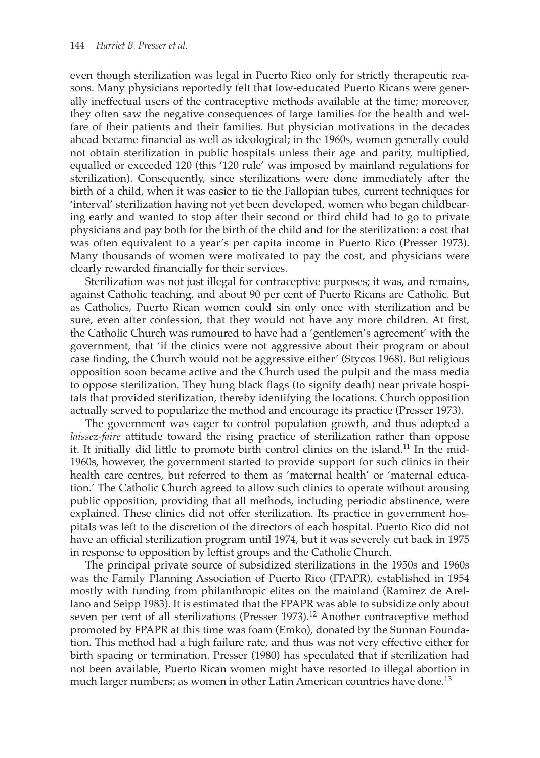even though sterilization was legal in Puerto Rico only for strictly therapeutic reasons. Many physicians reportedly felt that low-educated Puerto Ricans were generally ineffectual users of the contraceptive methods available at the time; moreover, they often saw the negative consequences of large families for the health and welfare of their patients and their families. But physician motivations in the decades ahead became financial as well as ideological; in the 1960s, women generally could not obtain sterilization in public hospitals unless their age and parity, multiplied, equalled or exceeded 120 (this '120 rule' was imposed by mainland regulations for sterilization). Consequently, since sterilizations were done immediately after the birth of a child, when it was easier to tie the Fallopian tubes, current techniques for 'interval' sterilization having not yet been developed, women who began childbearing early and wanted to stop after their second or third child had to go to private physicians and pay both for the birth of the child and for the sterilization: a cost that was often equivalent to a year's per capita income in Puerto Rico (Presser 1973). Many thousands of women were motivated to pay the cost, and physicians were clearly rewarded financially for their services.

Sterilization was not just illegal for contraceptive purposes; it was, and remains, against Catholic teaching, and about 90 per cent of Puerto Ricans are Catholic. But as Catholics, Puerto Rican women could sin only once with sterilization and be sure, even after confession, that they would not have any more children. At first, the Catholic Church was rumoured to have had a 'gentlemen's agreement' with the government, that 'if the clinics were not aggressive about their program or about case finding, the Church would not be aggressive either' (Stycos 1968). But religious opposition soon became active and the Church used the pulpit and the mass media to oppose sterilization. They hung black flags (to signify death) near private hospitals that provided sterilization, thereby identifying the locations. Church opposition actually served to popularize the method and encourage its practice (Presser 1973).

The government was eager to control population growth, and thus adopted a *laissez-faire* attitude toward the rising practice of sterilization rather than oppose it. It initially did little to promote birth control clinics on the island.[11] In the mid-1960s, however, the government started to provide support for such clinics in their health care centres, but referred to them as 'maternal health' or 'maternal education.' The Catholic Church agreed to allow such clinics to operate without arousing public opposition, providing that all methods, including periodic abstinence, were explained. These clinics did not offer sterilization. Its practice in government hospitals was left to the discretion of the directors of each hospital. Puerto Rico did not have an official sterilization program until 1974, but it was severely cut back in 1975 in response to opposition by leftist groups and the Catholic Church.

The principal private source of subsidized sterilizations in the 1950s and 1960s was the Family Planning Association of Puerto Rico (FPAPR), established in 1954 mostly with funding from philanthropic elites on the mainland (Ramirez de Arellano and Seipp 1983). It is estimated that the FPAPR was able to subsidize only about seven per cent of all sterilizations (Presser 1973).[12] Another contraceptive method promoted by FPAPR at this time was foam (Emko), donated by the Sunnan Foundation. This method had a high failure rate, and thus was not very effective either for birth spacing or termination. Presser (1980) has speculated that if sterilization had not been available, Puerto Rican women might have resorted to illegal abortion in much larger numbers; as women in other Latin American countries have done.[13]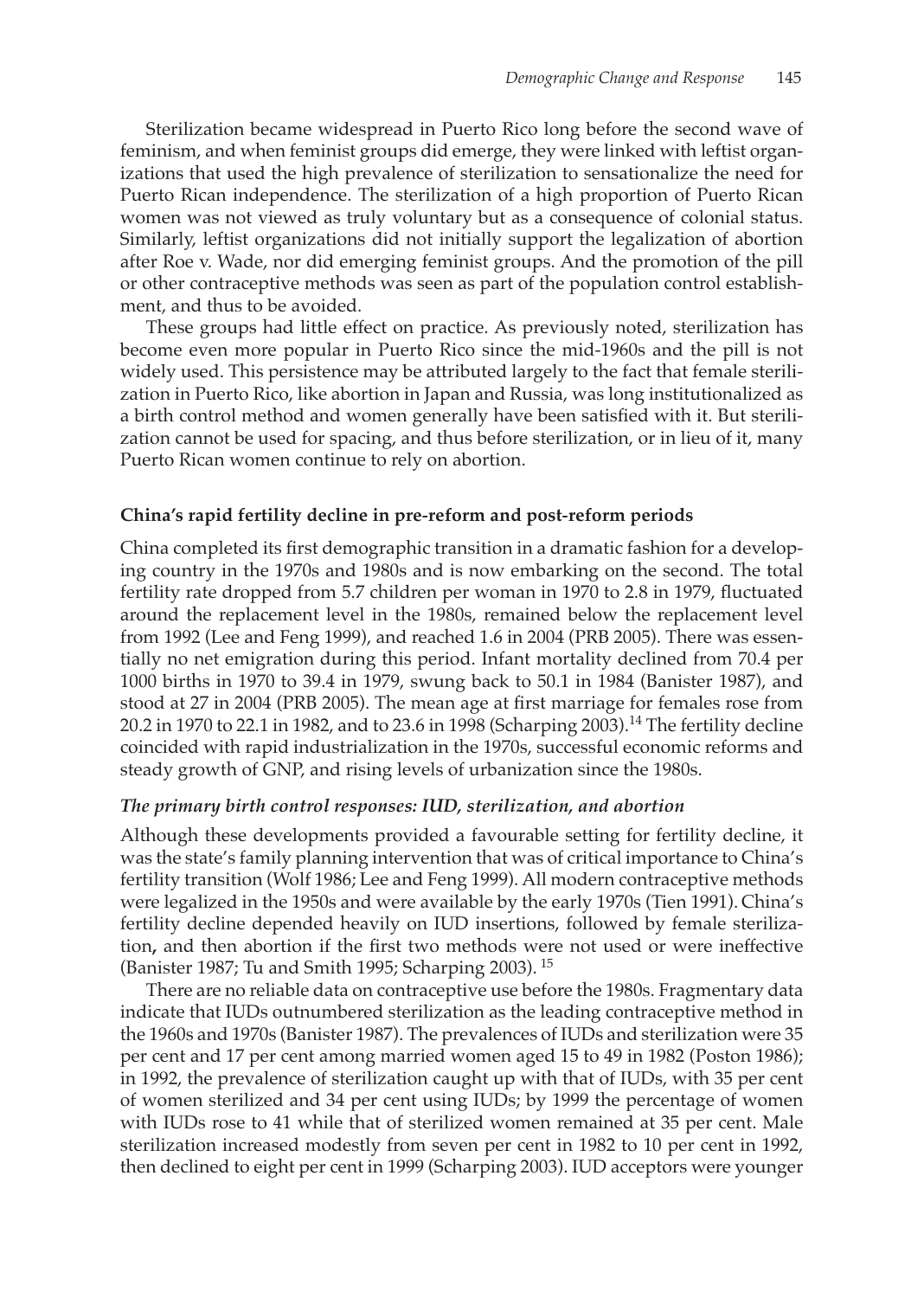Sterilization became widespread in Puerto Rico long before the second wave of feminism, and when feminist groups did emerge, they were linked with leftist organizations that used the high prevalence of sterilization to sensationalize the need for Puerto Rican independence. The sterilization of a high proportion of Puerto Rican women was not viewed as truly voluntary but as a consequence of colonial status. Similarly, leftist organizations did not initially support the legalization of abortion after Roe v. Wade, nor did emerging feminist groups. And the promotion of the pill or other contraceptive methods was seen as part of the population control establishment, and thus to be avoided.

These groups had little effect on practice. As previously noted, sterilization has become even more popular in Puerto Rico since the mid-1960s and the pill is not widely used. This persistence may be attributed largely to the fact that female sterilization in Puerto Rico, like abortion in Japan and Russia, was long institutionalized as a birth control method and women generally have been satisfied with it. But sterilization cannot be used for spacing, and thus before sterilization, or in lieu of it, many Puerto Rican women continue to rely on abortion.

### China's rapid fertility decline in pre-reform and post-reform periods

China completed its first demographic transition in a dramatic fashion for a developing country in the 1970s and 1980s and is now embarking on the second. The total fertility rate dropped from 5.7 children per woman in 1970 to 2.8 in 1979, fluctuated around the replacement level in the 1980s, remained below the replacement level from 1992 (Lee and Feng 1999), and reached 1.6 in 2004 (PRB 2005). There was essentially no net emigration during this period. Infant mortality declined from 70.4 per 1000 births in 1970 to 39.4 in 1979, swung back to 50.1 in 1984 (Banister 1987), and stood at 27 in 2004 (PRB 2005). The mean age at first marriage for females rose from 20.2 in 1970 to 22.1 in 1982, and to 23.6 in 1998 (Scharping 2003).[14] The fertility decline coincided with rapid industrialization in the 1970s, successful economic reforms and steady growth of GNP, and rising levels of urbanization since the 1980s.

#### *The primary birth control responses: IUD, sterilization, and abortion*

Although these developments provided a favourable setting for fertility decline, it was the state's family planning intervention that was of critical importance to China's fertility transition (Wolf 1986; Lee and Feng 1999). All modern contraceptive methods were legalized in the 1950s and were available by the early 1970s (Tien 1991). China's fertility decline depended heavily on IUD insertions, followed by female sterilization, and then abortion if the first two methods were not used or were ineffective (Banister 1987; Tu and Smith 1995; Scharping 2003).[15]

There are no reliable data on contraceptive use before the 1980s. Fragmentary data indicate that IUDs outnumbered sterilization as the leading contraceptive method in the 1960s and 1970s (Banister 1987). The prevalences of IUDs and sterilization were 35 per cent and 17 per cent among married women aged 15 to 49 in 1982 (Poston 1986); in 1992, the prevalence of sterilization caught up with that of IUDs, with 35 per cent of women sterilized and 34 per cent using IUDs; by 1999 the percentage of women with IUDs rose to 41 while that of sterilized women remained at 35 per cent. Male sterilization increased modestly from seven per cent in 1982 to 10 per cent in 1992, then declined to eight per cent in 1999 (Scharping 2003). IUD acceptors were younger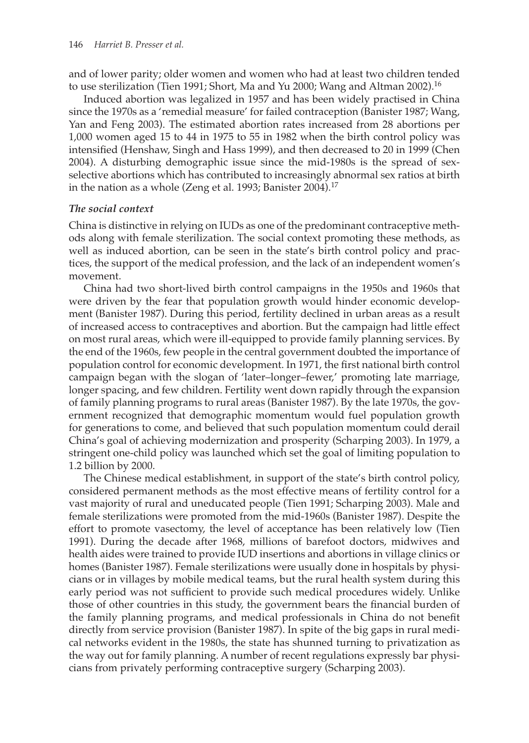and of lower parity; older women and women who had at least two children tended to use sterilization (Tien 1991; Short, Ma and Yu 2000; Wang and Altman 2002).[16]

Induced abortion was legalized in 1957 and has been widely practised in China since the 1970s as a 'remedial measure' for failed contraception (Banister 1987; Wang, Yan and Feng 2003). The estimated abortion rates increased from 28 abortions per 1,000 women aged 15 to 44 in 1975 to 55 in 1982 when the birth control policy was intensified (Henshaw, Singh and Hass 1999), and then decreased to 20 in 1999 (Chen 2004). A disturbing demographic issue since the mid-1980s is the spread of sex-selective abortions which has contributed to increasingly abnormal sex ratios at birth in the nation as a whole (Zeng et al. 1993; Banister 2004).[17]

### *The social context*

China is distinctive in relying on IUDs as one of the predominant contraceptive methods along with female sterilization. The social context promoting these methods, as well as induced abortion, can be seen in the state's birth control policy and practices, the support of the medical profession, and the lack of an independent women's movement.

China had two short-lived birth control campaigns in the 1950s and 1960s that were driven by the fear that population growth would hinder economic development (Banister 1987). During this period, fertility declined in urban areas as a result of increased access to contraceptives and abortion. But the campaign had little effect on most rural areas, which were ill-equipped to provide family planning services. By the end of the 1960s, few people in the central government doubted the importance of population control for economic development. In 1971, the first national birth control campaign began with the slogan of 'later–longer–fewer,' promoting late marriage, longer spacing, and few children. Fertility went down rapidly through the expansion of family planning programs to rural areas (Banister 1987). By the late 1970s, the government recognized that demographic momentum would fuel population growth for generations to come, and believed that such population momentum could derail China's goal of achieving modernization and prosperity (Scharping 2003). In 1979, a stringent one-child policy was launched which set the goal of limiting population to 1.2 billion by 2000.

The Chinese medical establishment, in support of the state's birth control policy, considered permanent methods as the most effective means of fertility control for a vast majority of rural and uneducated people (Tien 1991; Scharping 2003). Male and female sterilizations were promoted from the mid-1960s (Banister 1987). Despite the effort to promote vasectomy, the level of acceptance has been relatively low (Tien 1991). During the decade after 1968, millions of barefoot doctors, midwives and health aides were trained to provide IUD insertions and abortions in village clinics or homes (Banister 1987). Female sterilizations were usually done in hospitals by physicians or in villages by mobile medical teams, but the rural health system during this early period was not sufficient to provide such medical procedures widely. Unlike those of other countries in this study, the government bears the financial burden of the family planning programs, and medical professionals in China do not benefit directly from service provision (Banister 1987). In spite of the big gaps in rural medical networks evident in the 1980s, the state has shunned turning to privatization as the way out for family planning. A number of recent regulations expressly bar physicians from privately performing contraceptive surgery (Scharping 2003).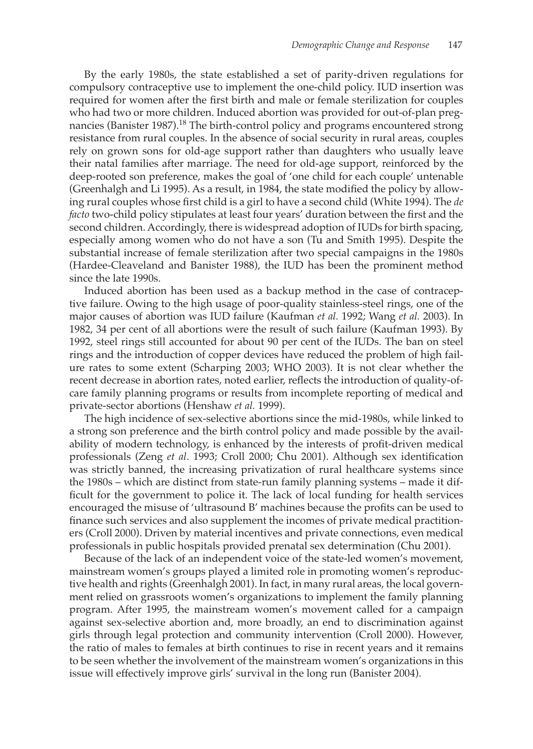By the early 1980s, the state established a set of parity-driven regulations for compulsory contraceptive use to implement the one-child policy. IUD insertion was required for women after the first birth and male or female sterilization for couples who had two or more children. Induced abortion was provided for out-of-plan pregnancies (Banister 1987).[18] The birth-control policy and programs encountered strong resistance from rural couples. In the absence of social security in rural areas, couples rely on grown sons for old-age support rather than daughters who usually leave their natal families after marriage. The need for old-age support, reinforced by the deep-rooted son preference, makes the goal of 'one child for each couple' untenable (Greenhalgh and Li 1995). As a result, in 1984, the state modified the policy by allowing rural couples whose first child is a girl to have a second child (White 1994). The *de facto* two-child policy stipulates at least four years' duration between the first and the second children. Accordingly, there is widespread adoption of IUDs for birth spacing, especially among women who do not have a son (Tu and Smith 1995). Despite the substantial increase of female sterilization after two special campaigns in the 1980s (Hardee-Cleaveland and Banister 1988), the IUD has been the prominent method since the late 1990s.

Induced abortion has been used as a backup method in the case of contraceptive failure. Owing to the high usage of poor-quality stainless-steel rings, one of the major causes of abortion was IUD failure (Kaufman *et al.* 1992; Wang *et al.* 2003). In 1982, 34 per cent of all abortions were the result of such failure (Kaufman 1993). By 1992, steel rings still accounted for about 90 per cent of the IUDs. The ban on steel rings and the introduction of copper devices have reduced the problem of high failure rates to some extent (Scharping 2003; WHO 2003). It is not clear whether the recent decrease in abortion rates, noted earlier, reflects the introduction of quality-of-care family planning programs or results from incomplete reporting of medical and private-sector abortions (Henshaw *et al.* 1999).

The high incidence of sex-selective abortions since the mid-1980s, while linked to a strong son preference and the birth control policy and made possible by the availability of modern technology, is enhanced by the interests of profit-driven medical professionals (Zeng *et al*. 1993; Croll 2000; Chu 2001). Although sex identification was strictly banned, the increasing privatization of rural healthcare systems since the 1980s – which are distinct from state-run family planning systems – made it difficult for the government to police it. The lack of local funding for health services encouraged the misuse of 'ultrasound B' machines because the profits can be used to finance such services and also supplement the incomes of private medical practitioners (Croll 2000). Driven by material incentives and private connections, even medical professionals in public hospitals provided prenatal sex determination (Chu 2001).

Because of the lack of an independent voice of the state-led women's movement, mainstream women's groups played a limited role in promoting women's reproductive health and rights (Greenhalgh 2001). In fact, in many rural areas, the local government relied on grassroots women's organizations to implement the family planning program. After 1995, the mainstream women's movement called for a campaign against sex-selective abortion and, more broadly, an end to discrimination against girls through legal protection and community intervention (Croll 2000). However, the ratio of males to females at birth continues to rise in recent years and it remains to be seen whether the involvement of the mainstream women's organizations in this issue will effectively improve girls' survival in the long run (Banister 2004).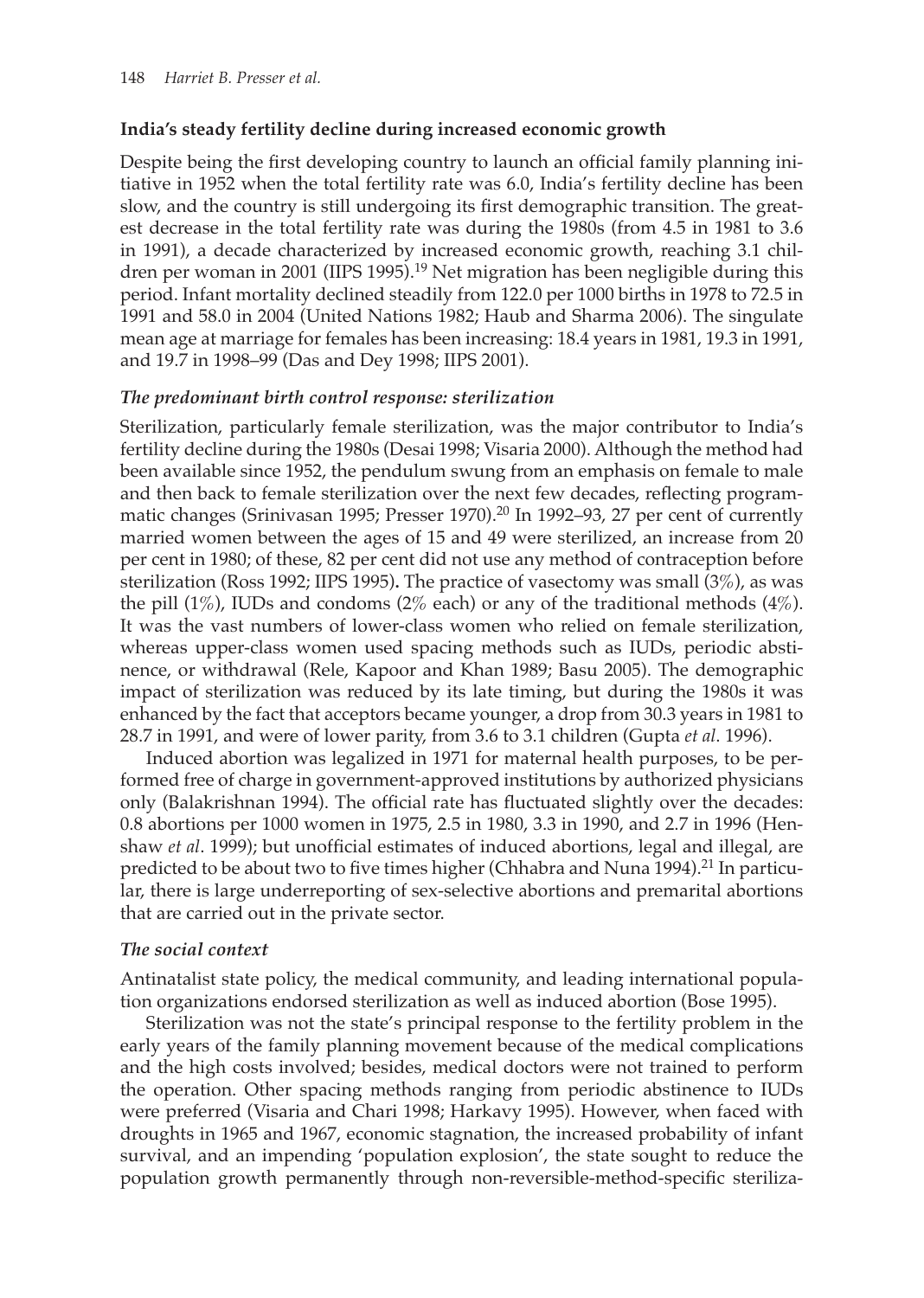## India's steady fertility decline during increased economic growth

Despite being the first developing country to launch an official family planning initiative in 1952 when the total fertility rate was 6.0, India's fertility decline has been slow, and the country is still undergoing its first demographic transition. The greatest decrease in the total fertility rate was during the 1980s (from 4.5 in 1981 to 3.6 in 1991), a decade characterized by increased economic growth, reaching 3.1 children per woman in 2001 (IIPS 1995).[19] Net migration has been negligible during this period. Infant mortality declined steadily from 122.0 per 1000 births in 1978 to 72.5 in 1991 and 58.0 in 2004 (United Nations 1982; Haub and Sharma 2006). The singulate mean age at marriage for females has been increasing: 18.4 years in 1981, 19.3 in 1991, and 19.7 in 1998–99 (Das and Dey 1998; IIPS 2001).

### *The predominant birth control response: sterilization*

Sterilization, particularly female sterilization, was the major contributor to India's fertility decline during the 1980s (Desai 1998; Visaria 2000). Although the method had been available since 1952, the pendulum swung from an emphasis on female to male and then back to female sterilization over the next few decades, reflecting programmatic changes (Srinivasan 1995; Presser 1970).[20] In 1992–93, 27 per cent of currently married women between the ages of 15 and 49 were sterilized, an increase from 20 per cent in 1980; of these, 82 per cent did not use any method of contraception before sterilization (Ross 1992; IIPS 1995). The practice of vasectomy was small (3%), as was the pill (1%), IUDs and condoms (2% each) or any of the traditional methods (4%). It was the vast numbers of lower-class women who relied on female sterilization, whereas upper-class women used spacing methods such as IUDs, periodic abstinence, or withdrawal (Rele, Kapoor and Khan 1989; Basu 2005). The demographic impact of sterilization was reduced by its late timing, but during the 1980s it was enhanced by the fact that acceptors became younger, a drop from 30.3 years in 1981 to 28.7 in 1991, and were of lower parity, from 3.6 to 3.1 children (Gupta *et al*. 1996).

Induced abortion was legalized in 1971 for maternal health purposes, to be performed free of charge in government-approved institutions by authorized physicians only (Balakrishnan 1994). The official rate has fluctuated slightly over the decades: 0.8 abortions per 1000 women in 1975, 2.5 in 1980, 3.3 in 1990, and 2.7 in 1996 (Henshaw *et al*. 1999); but unofficial estimates of induced abortions, legal and illegal, are predicted to be about two to five times higher (Chhabra and Nuna 1994).[21] In particular, there is large underreporting of sex-selective abortions and premarital abortions that are carried out in the private sector.

### *The social context*

Antinatalist state policy, the medical community, and leading international population organizations endorsed sterilization as well as induced abortion (Bose 1995).

Sterilization was not the state's principal response to the fertility problem in the early years of the family planning movement because of the medical complications and the high costs involved; besides, medical doctors were not trained to perform the operation. Other spacing methods ranging from periodic abstinence to IUDs were preferred (Visaria and Chari 1998; Harkavy 1995). However, when faced with droughts in 1965 and 1967, economic stagnation, the increased probability of infant survival, and an impending 'population explosion', the state sought to reduce the population growth permanently through non-reversible-method-specific steriliza-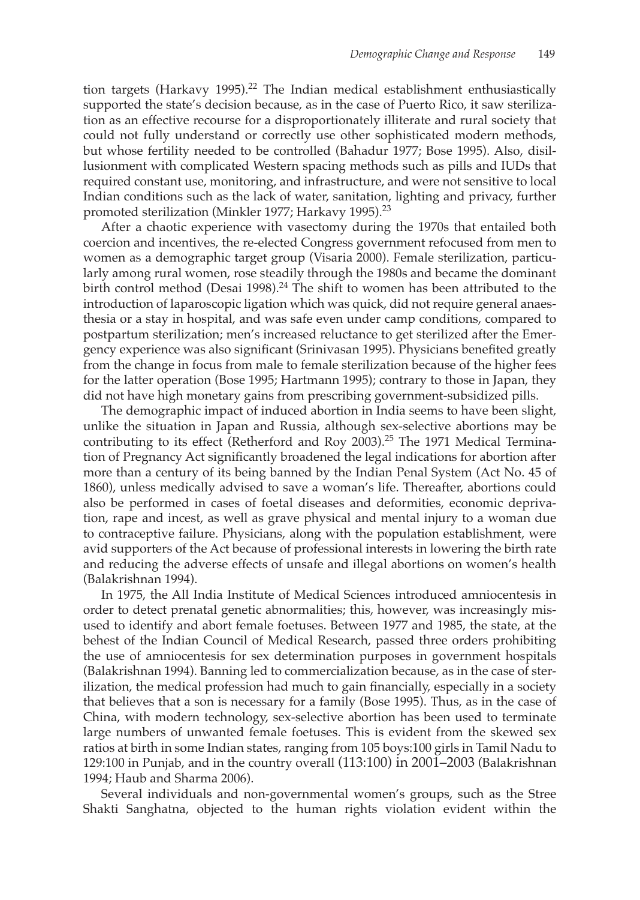tion targets (Harkavy 1995).[22] The Indian medical establishment enthusiastically supported the state's decision because, as in the case of Puerto Rico, it saw sterilization as an effective recourse for a disproportionately illiterate and rural society that could not fully understand or correctly use other sophisticated modern methods, but whose fertility needed to be controlled (Bahadur 1977; Bose 1995). Also, disillusionment with complicated Western spacing methods such as pills and IUDs that required constant use, monitoring, and infrastructure, and were not sensitive to local Indian conditions such as the lack of water, sanitation, lighting and privacy, further promoted sterilization (Minkler 1977; Harkavy 1995).[23]

After a chaotic experience with vasectomy during the 1970s that entailed both coercion and incentives, the re-elected Congress government refocused from men to women as a demographic target group (Visaria 2000). Female sterilization, particularly among rural women, rose steadily through the 1980s and became the dominant birth control method (Desai 1998).[24] The shift to women has been attributed to the introduction of laparoscopic ligation which was quick, did not require general anaesthesia or a stay in hospital, and was safe even under camp conditions, compared to postpartum sterilization; men's increased reluctance to get sterilized after the Emergency experience was also significant (Srinivasan 1995). Physicians benefited greatly from the change in focus from male to female sterilization because of the higher fees for the latter operation (Bose 1995; Hartmann 1995); contrary to those in Japan, they did not have high monetary gains from prescribing government-subsidized pills.

The demographic impact of induced abortion in India seems to have been slight, unlike the situation in Japan and Russia, although sex-selective abortions may be contributing to its effect (Retherford and Roy 2003).[25] The 1971 Medical Termination of Pregnancy Act significantly broadened the legal indications for abortion after more than a century of its being banned by the Indian Penal System (Act No. 45 of 1860), unless medically advised to save a woman's life. Thereafter, abortions could also be performed in cases of foetal diseases and deformities, economic deprivation, rape and incest, as well as grave physical and mental injury to a woman due to contraceptive failure. Physicians, along with the population establishment, were avid supporters of the Act because of professional interests in lowering the birth rate and reducing the adverse effects of unsafe and illegal abortions on women's health (Balakrishnan 1994).

In 1975, the All India Institute of Medical Sciences introduced amniocentesis in order to detect prenatal genetic abnormalities; this, however, was increasingly misused to identify and abort female foetuses. Between 1977 and 1985, the state, at the behest of the Indian Council of Medical Research, passed three orders prohibiting the use of amniocentesis for sex determination purposes in government hospitals (Balakrishnan 1994). Banning led to commercialization because, as in the case of sterilization, the medical profession had much to gain financially, especially in a society that believes that a son is necessary for a family (Bose 1995). Thus, as in the case of China, with modern technology, sex-selective abortion has been used to terminate large numbers of unwanted female foetuses. This is evident from the skewed sex ratios at birth in some Indian states, ranging from 105 boys:100 girls in Tamil Nadu to 129:100 in Punjab, and in the country overall (113:100) in 2001–2003 (Balakrishnan 1994; Haub and Sharma 2006).

Several individuals and non-governmental women's groups, such as the Stree Shakti Sanghatna, objected to the human rights violation evident within the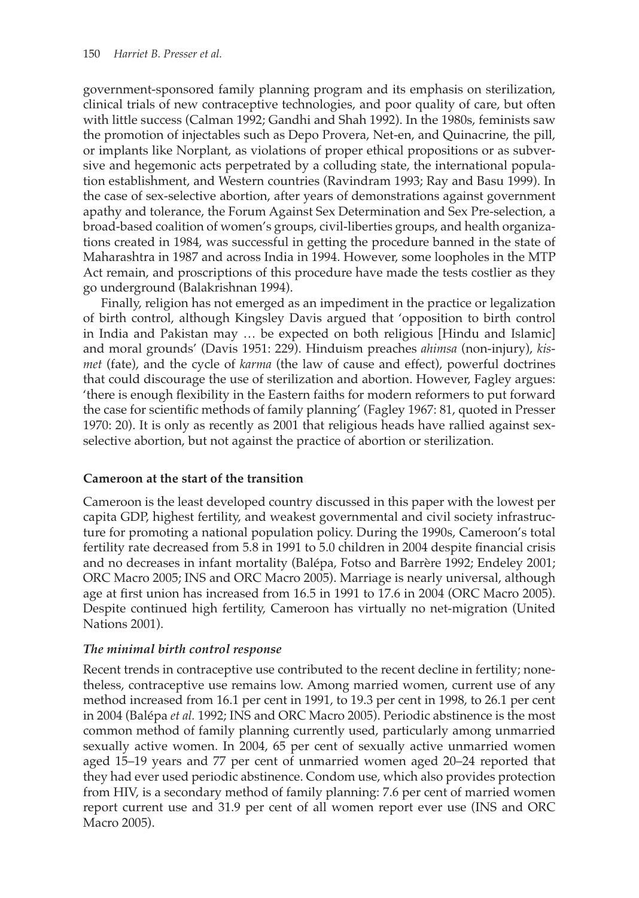government-sponsored family planning program and its emphasis on sterilization, clinical trials of new contraceptive technologies, and poor quality of care, but often with little success (Calman 1992; Gandhi and Shah 1992). In the 1980s, feminists saw the promotion of injectables such as Depo Provera, Net-en, and Quinacrine, the pill, or implants like Norplant, as violations of proper ethical propositions or as subversive and hegemonic acts perpetrated by a colluding state, the international population establishment, and Western countries (Ravindram 1993; Ray and Basu 1999). In the case of sex-selective abortion, after years of demonstrations against government apathy and tolerance, the Forum Against Sex Determination and Sex Pre-selection, a broad-based coalition of women's groups, civil-liberties groups, and health organizations created in 1984, was successful in getting the procedure banned in the state of Maharashtra in 1987 and across India in 1994. However, some loopholes in the MTP Act remain, and proscriptions of this procedure have made the tests costlier as they go underground (Balakrishnan 1994).

Finally, religion has not emerged as an impediment in the practice or legalization of birth control, although Kingsley Davis argued that 'opposition to birth control in India and Pakistan may … be expected on both religious [Hindu and Islamic] and moral grounds' (Davis 1951: 229). Hinduism preaches *ahimsa* (non-injury), *kismet* (fate), and the cycle of *karma* (the law of cause and effect), powerful doctrines that could discourage the use of sterilization and abortion. However, Fagley argues: 'there is enough flexibility in the Eastern faiths for modern reformers to put forward the case for scientific methods of family planning' (Fagley 1967: 81, quoted in Presser 1970: 20). It is only as recently as 2001 that religious heads have rallied against sex-selective abortion, but not against the practice of abortion or sterilization.

### Cameroon at the start of the transition

Cameroon is the least developed country discussed in this paper with the lowest per capita GDP, highest fertility, and weakest governmental and civil society infrastructure for promoting a national population policy. During the 1990s, Cameroon's total fertility rate decreased from 5.8 in 1991 to 5.0 children in 2004 despite financial crisis and no decreases in infant mortality (Balépa, Fotso and Barrère 1992; Endeley 2001; ORC Macro 2005; INS and ORC Macro 2005). Marriage is nearly universal, although age at first union has increased from 16.5 in 1991 to 17.6 in 2004 (ORC Macro 2005). Despite continued high fertility, Cameroon has virtually no net-migration (United Nations 2001).

#### *The minimal birth control response*

Recent trends in contraceptive use contributed to the recent decline in fertility; nonetheless, contraceptive use remains low. Among married women, current use of any method increased from 16.1 per cent in 1991, to 19.3 per cent in 1998, to 26.1 per cent in 2004 (Balépa *et al.* 1992; INS and ORC Macro 2005). Periodic abstinence is the most common method of family planning currently used, particularly among unmarried sexually active women. In 2004, 65 per cent of sexually active unmarried women aged 15–19 years and 77 per cent of unmarried women aged 20–24 reported that they had ever used periodic abstinence. Condom use, which also provides protection from HIV, is a secondary method of family planning: 7.6 per cent of married women report current use and 31.9 per cent of all women report ever use (INS and ORC Macro 2005).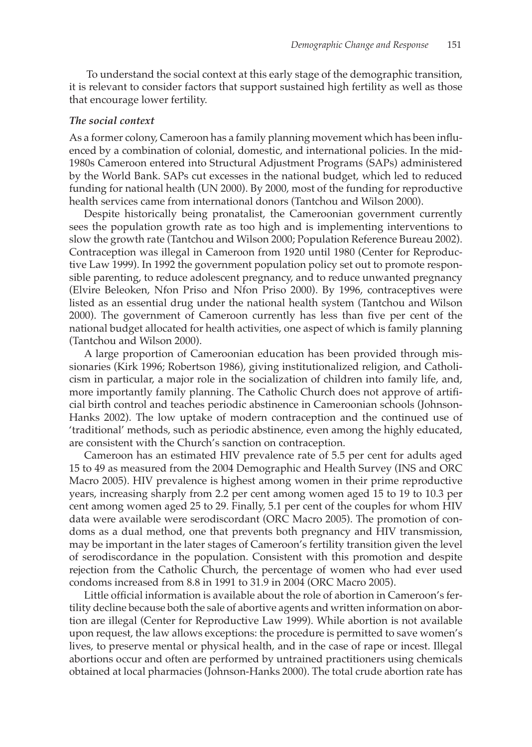To understand the social context at this early stage of the demographic transition, it is relevant to consider factors that support sustained high fertility as well as those that encourage lower fertility.

### *The social context*

As a former colony, Cameroon has a family planning movement which has been influenced by a combination of colonial, domestic, and international policies. In the mid-1980s Cameroon entered into Structural Adjustment Programs (SAPs) administered by the World Bank. SAPs cut excesses in the national budget, which led to reduced funding for national health (UN 2000). By 2000, most of the funding for reproductive health services came from international donors (Tantchou and Wilson 2000).

Despite historically being pronatalist, the Cameroonian government currently sees the population growth rate as too high and is implementing interventions to slow the growth rate (Tantchou and Wilson 2000; Population Reference Bureau 2002). Contraception was illegal in Cameroon from 1920 until 1980 (Center for Reproductive Law 1999). In 1992 the government population policy set out to promote responsible parenting, to reduce adolescent pregnancy, and to reduce unwanted pregnancy (Elvire Beleoken, Nfon Priso and Nfon Priso 2000). By 1996, contraceptives were listed as an essential drug under the national health system (Tantchou and Wilson 2000). The government of Cameroon currently has less than five per cent of the national budget allocated for health activities, one aspect of which is family planning (Tantchou and Wilson 2000).

A large proportion of Cameroonian education has been provided through missionaries (Kirk 1996; Robertson 1986), giving institutionalized religion, and Catholicism in particular, a major role in the socialization of children into family life, and, more importantly family planning. The Catholic Church does not approve of artificial birth control and teaches periodic abstinence in Cameroonian schools (Johnson-Hanks 2002). The low uptake of modern contraception and the continued use of 'traditional' methods, such as periodic abstinence, even among the highly educated, are consistent with the Church's sanction on contraception.

Cameroon has an estimated HIV prevalence rate of 5.5 per cent for adults aged 15 to 49 as measured from the 2004 Demographic and Health Survey (INS and ORC Macro 2005). HIV prevalence is highest among women in their prime reproductive years, increasing sharply from 2.2 per cent among women aged 15 to 19 to 10.3 per cent among women aged 25 to 29. Finally, 5.1 per cent of the couples for whom HIV data were available were serodiscordant (ORC Macro 2005). The promotion of condoms as a dual method, one that prevents both pregnancy and HIV transmission, may be important in the later stages of Cameroon's fertility transition given the level of serodiscordance in the population. Consistent with this promotion and despite rejection from the Catholic Church, the percentage of women who had ever used condoms increased from 8.8 in 1991 to 31.9 in 2004 (ORC Macro 2005).

Little official information is available about the role of abortion in Cameroon's fertility decline because both the sale of abortive agents and written information on abortion are illegal (Center for Reproductive Law 1999). While abortion is not available upon request, the law allows exceptions: the procedure is permitted to save women's lives, to preserve mental or physical health, and in the case of rape or incest. Illegal abortions occur and often are performed by untrained practitioners using chemicals obtained at local pharmacies (Johnson-Hanks 2000). The total crude abortion rate has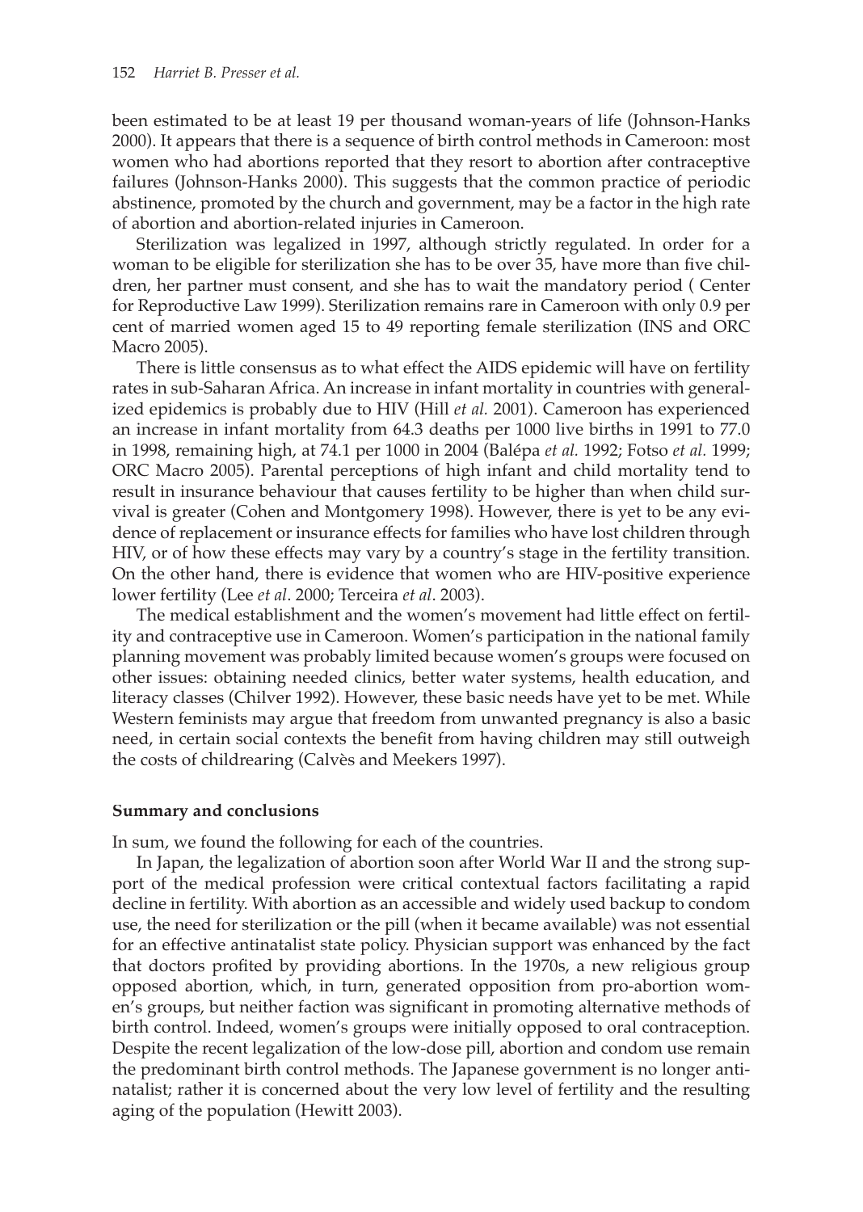been estimated to be at least 19 per thousand woman-years of life (Johnson-Hanks 2000). It appears that there is a sequence of birth control methods in Cameroon: most women who had abortions reported that they resort to abortion after contraceptive failures (Johnson-Hanks 2000). This suggests that the common practice of periodic abstinence, promoted by the church and government, may be a factor in the high rate of abortion and abortion-related injuries in Cameroon.

Sterilization was legalized in 1997, although strictly regulated. In order for a woman to be eligible for sterilization she has to be over 35, have more than five children, her partner must consent, and she has to wait the mandatory period ( Center for Reproductive Law 1999). Sterilization remains rare in Cameroon with only 0.9 per cent of married women aged 15 to 49 reporting female sterilization (INS and ORC Macro 2005).

There is little consensus as to what effect the AIDS epidemic will have on fertility rates in sub-Saharan Africa. An increase in infant mortality in countries with generalized epidemics is probably due to HIV (Hill *et al.* 2001). Cameroon has experienced an increase in infant mortality from 64.3 deaths per 1000 live births in 1991 to 77.0 in 1998, remaining high, at 74.1 per 1000 in 2004 (Balépa *et al.* 1992; Fotso *et al.* 1999; ORC Macro 2005). Parental perceptions of high infant and child mortality tend to result in insurance behaviour that causes fertility to be higher than when child survival is greater (Cohen and Montgomery 1998). However, there is yet to be any evidence of replacement or insurance effects for families who have lost children through HIV, or of how these effects may vary by a country's stage in the fertility transition. On the other hand, there is evidence that women who are HIV-positive experience lower fertility (Lee *et al*. 2000; Terceira *et al*. 2003).

The medical establishment and the women's movement had little effect on fertility and contraceptive use in Cameroon. Women's participation in the national family planning movement was probably limited because women's groups were focused on other issues: obtaining needed clinics, better water systems, health education, and literacy classes (Chilver 1992). However, these basic needs have yet to be met. While Western feminists may argue that freedom from unwanted pregnancy is also a basic need, in certain social contexts the benefit from having children may still outweigh the costs of childrearing (Calvès and Meekers 1997).

## Summary and conclusions

In sum, we found the following for each of the countries.

In Japan, the legalization of abortion soon after World War II and the strong support of the medical profession were critical contextual factors facilitating a rapid decline in fertility. With abortion as an accessible and widely used backup to condom use, the need for sterilization or the pill (when it became available) was not essential for an effective antinatalist state policy. Physician support was enhanced by the fact that doctors profited by providing abortions. In the 1970s, a new religious group opposed abortion, which, in turn, generated opposition from pro-abortion women's groups, but neither faction was significant in promoting alternative methods of birth control. Indeed, women's groups were initially opposed to oral contraception. Despite the recent legalization of the low-dose pill, abortion and condom use remain the predominant birth control methods. The Japanese government is no longer antinatalist; rather it is concerned about the very low level of fertility and the resulting aging of the population (Hewitt 2003).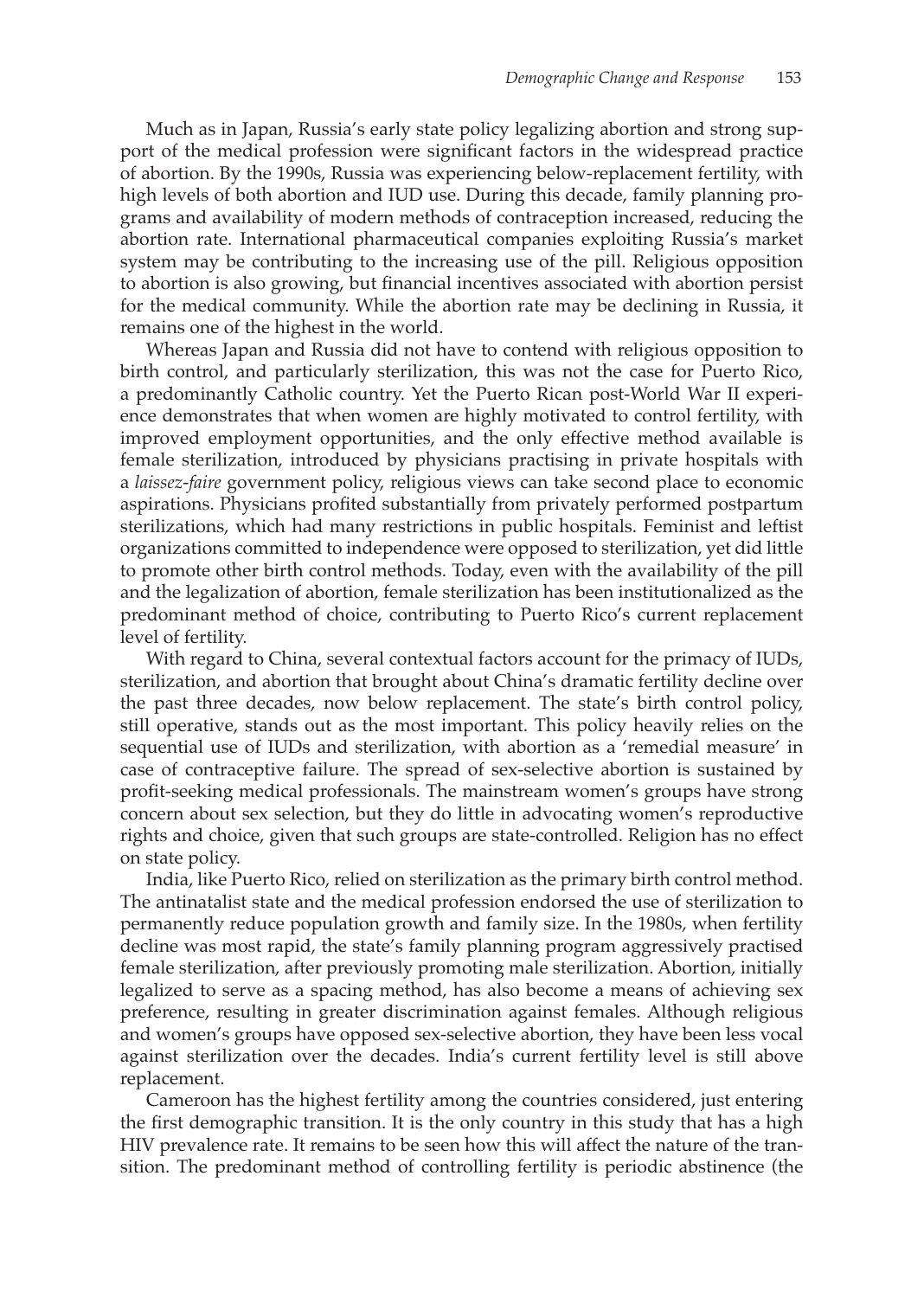Much as in Japan, Russia's early state policy legalizing abortion and strong support of the medical profession were significant factors in the widespread practice of abortion. By the 1990s, Russia was experiencing below-replacement fertility, with high levels of both abortion and IUD use. During this decade, family planning programs and availability of modern methods of contraception increased, reducing the abortion rate. International pharmaceutical companies exploiting Russia's market system may be contributing to the increasing use of the pill. Religious opposition to abortion is also growing, but financial incentives associated with abortion persist for the medical community. While the abortion rate may be declining in Russia, it remains one of the highest in the world.

Whereas Japan and Russia did not have to contend with religious opposition to birth control, and particularly sterilization, this was not the case for Puerto Rico, a predominantly Catholic country. Yet the Puerto Rican post-World War II experience demonstrates that when women are highly motivated to control fertility, with improved employment opportunities, and the only effective method available is female sterilization, introduced by physicians practising in private hospitals with a *laissez-faire* government policy, religious views can take second place to economic aspirations. Physicians profited substantially from privately performed postpartum sterilizations, which had many restrictions in public hospitals. Feminist and leftist organizations committed to independence were opposed to sterilization, yet did little to promote other birth control methods. Today, even with the availability of the pill and the legalization of abortion, female sterilization has been institutionalized as the predominant method of choice, contributing to Puerto Rico's current replacement level of fertility.

With regard to China, several contextual factors account for the primacy of IUDs, sterilization, and abortion that brought about China's dramatic fertility decline over the past three decades, now below replacement. The state's birth control policy, still operative, stands out as the most important. This policy heavily relies on the sequential use of IUDs and sterilization, with abortion as a 'remedial measure' in case of contraceptive failure. The spread of sex-selective abortion is sustained by profit-seeking medical professionals. The mainstream women's groups have strong concern about sex selection, but they do little in advocating women's reproductive rights and choice, given that such groups are state-controlled. Religion has no effect on state policy.

India, like Puerto Rico, relied on sterilization as the primary birth control method. The antinatalist state and the medical profession endorsed the use of sterilization to permanently reduce population growth and family size. In the 1980s, when fertility decline was most rapid, the state's family planning program aggressively practised female sterilization, after previously promoting male sterilization. Abortion, initially legalized to serve as a spacing method, has also become a means of achieving sex preference, resulting in greater discrimination against females. Although religious and women's groups have opposed sex-selective abortion, they have been less vocal against sterilization over the decades. India's current fertility level is still above replacement.

Cameroon has the highest fertility among the countries considered, just entering the first demographic transition. It is the only country in this study that has a high HIV prevalence rate. It remains to be seen how this will affect the nature of the transition. The predominant method of controlling fertility is periodic abstinence (the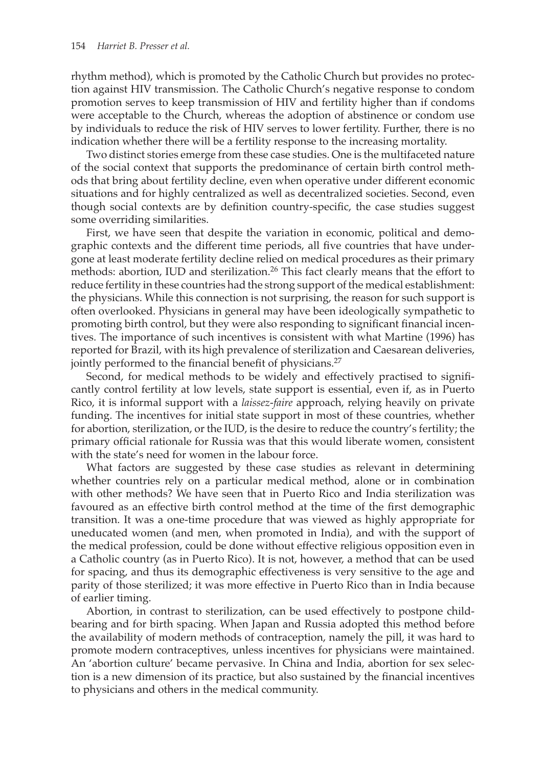rhythm method), which is promoted by the Catholic Church but provides no protection against HIV transmission. The Catholic Church's negative response to condom promotion serves to keep transmission of HIV and fertility higher than if condoms were acceptable to the Church, whereas the adoption of abstinence or condom use by individuals to reduce the risk of HIV serves to lower fertility. Further, there is no indication whether there will be a fertility response to the increasing mortality.

Two distinct stories emerge from these case studies. One is the multifaceted nature of the social context that supports the predominance of certain birth control methods that bring about fertility decline, even when operative under different economic situations and for highly centralized as well as decentralized societies. Second, even though social contexts are by definition country-specific, the case studies suggest some overriding similarities.

First, we have seen that despite the variation in economic, political and demographic contexts and the different time periods, all five countries that have undergone at least moderate fertility decline relied on medical procedures as their primary methods: abortion, IUD and sterilization.[26] This fact clearly means that the effort to reduce fertility in these countries had the strong support of the medical establishment: the physicians. While this connection is not surprising, the reason for such support is often overlooked. Physicians in general may have been ideologically sympathetic to promoting birth control, but they were also responding to significant financial incentives. The importance of such incentives is consistent with what Martine (1996) has reported for Brazil, with its high prevalence of sterilization and Caesarean deliveries, jointly performed to the financial benefit of physicians.[27]

Second, for medical methods to be widely and effectively practised to significantly control fertility at low levels, state support is essential, even if, as in Puerto Rico, it is informal support with a *laissez-faire* approach, relying heavily on private funding. The incentives for initial state support in most of these countries, whether for abortion, sterilization, or the IUD, is the desire to reduce the country's fertility; the primary official rationale for Russia was that this would liberate women, consistent with the state's need for women in the labour force.

What factors are suggested by these case studies as relevant in determining whether countries rely on a particular medical method, alone or in combination with other methods? We have seen that in Puerto Rico and India sterilization was favoured as an effective birth control method at the time of the first demographic transition. It was a one-time procedure that was viewed as highly appropriate for uneducated women (and men, when promoted in India), and with the support of the medical profession, could be done without effective religious opposition even in a Catholic country (as in Puerto Rico). It is not, however, a method that can be used for spacing, and thus its demographic effectiveness is very sensitive to the age and parity of those sterilized; it was more effective in Puerto Rico than in India because of earlier timing.

Abortion, in contrast to sterilization, can be used effectively to postpone childbearing and for birth spacing. When Japan and Russia adopted this method before the availability of modern methods of contraception, namely the pill, it was hard to promote modern contraceptives, unless incentives for physicians were maintained. An 'abortion culture' became pervasive. In China and India, abortion for sex selection is a new dimension of its practice, but also sustained by the financial incentives to physicians and others in the medical community.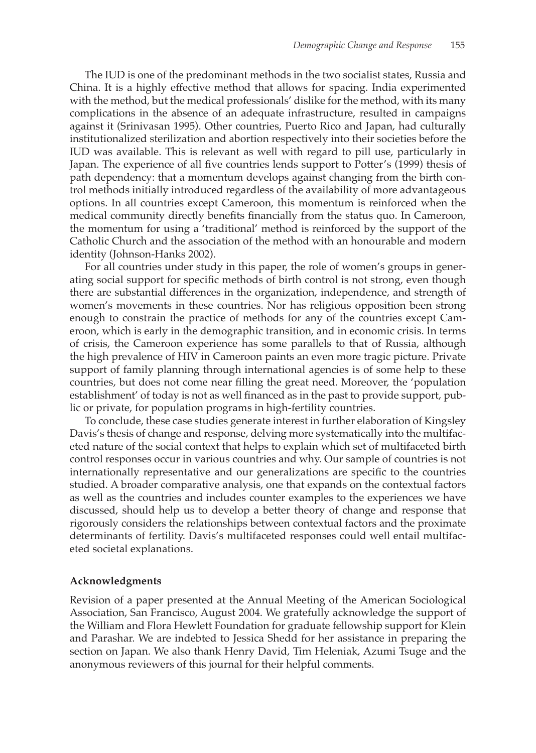The IUD is one of the predominant methods in the two socialist states, Russia and China. It is a highly effective method that allows for spacing. India experimented with the method, but the medical professionals' dislike for the method, with its many complications in the absence of an adequate infrastructure, resulted in campaigns against it (Srinivasan 1995). Other countries, Puerto Rico and Japan, had culturally institutionalized sterilization and abortion respectively into their societies before the IUD was available. This is relevant as well with regard to pill use, particularly in Japan. The experience of all five countries lends support to Potter's (1999) thesis of path dependency: that a momentum develops against changing from the birth control methods initially introduced regardless of the availability of more advantageous options. In all countries except Cameroon, this momentum is reinforced when the medical community directly benefits financially from the status quo. In Cameroon, the momentum for using a 'traditional' method is reinforced by the support of the Catholic Church and the association of the method with an honourable and modern identity (Johnson-Hanks 2002).

For all countries under study in this paper, the role of women's groups in generating social support for specific methods of birth control is not strong, even though there are substantial differences in the organization, independence, and strength of women's movements in these countries. Nor has religious opposition been strong enough to constrain the practice of methods for any of the countries except Cameroon, which is early in the demographic transition, and in economic crisis. In terms of crisis, the Cameroon experience has some parallels to that of Russia, although the high prevalence of HIV in Cameroon paints an even more tragic picture. Private support of family planning through international agencies is of some help to these countries, but does not come near filling the great need. Moreover, the 'population establishment' of today is not as well financed as in the past to provide support, public or private, for population programs in high-fertility countries.

To conclude, these case studies generate interest in further elaboration of Kingsley Davis's thesis of change and response, delving more systematically into the multifaceted nature of the social context that helps to explain which set of multifaceted birth control responses occur in various countries and why. Our sample of countries is not internationally representative and our generalizations are specific to the countries studied. A broader comparative analysis, one that expands on the contextual factors as well as the countries and includes counter examples to the experiences we have discussed, should help us to develop a better theory of change and response that rigorously considers the relationships between contextual factors and the proximate determinants of fertility. Davis's multifaceted responses could well entail multifaceted societal explanations.

### Acknowledgments

Revision of a paper presented at the Annual Meeting of the American Sociological Association, San Francisco, August 2004. We gratefully acknowledge the support of the William and Flora Hewlett Foundation for graduate fellowship support for Klein and Parashar. We are indebted to Jessica Shedd for her assistance in preparing the section on Japan. We also thank Henry David, Tim Heleniak, Azumi Tsuge and the anonymous reviewers of this journal for their helpful comments.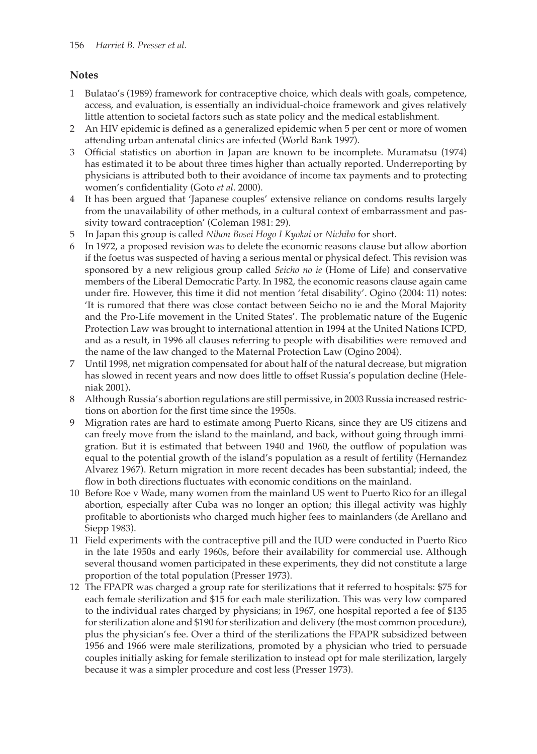## Notes

1 Bulatao's (1989) framework for contraceptive choice, which deals with goals, competence, access, and evaluation, is essentially an individual-choice framework and gives relatively little attention to societal factors such as state policy and the medical establishment.

2 An HIV epidemic is defined as a generalized epidemic when 5 per cent or more of women attending urban antenatal clinics are infected (World Bank 1997).

3 Official statistics on abortion in Japan are known to be incomplete. Muramatsu (1974) has estimated it to be about three times higher than actually reported. Underreporting by physicians is attributed both to their avoidance of income tax payments and to protecting women's confidentiality (Goto *et al*. 2000).

4 It has been argued that 'Japanese couples' extensive reliance on condoms results largely from the unavailability of other methods, in a cultural context of embarrassment and passivity toward contraception' (Coleman 1981: 29).

5 In Japan this group is called *Nihon Bosei Hogo I Kyokai* or *Nichibo* for short.

6 In 1972, a proposed revision was to delete the economic reasons clause but allow abortion if the foetus was suspected of having a serious mental or physical defect. This revision was sponsored by a new religious group called *Seicho no ie* (Home of Life) and conservative members of the Liberal Democratic Party. In 1982, the economic reasons clause again came under fire. However, this time it did not mention 'fetal disability'. Ogino (2004: 11) notes: 'It is rumored that there was close contact between Seicho no ie and the Moral Majority and the Pro-Life movement in the United States'. The problematic nature of the Eugenic Protection Law was brought to international attention in 1994 at the United Nations ICPD, and as a result, in 1996 all clauses referring to people with disabilities were removed and the name of the law changed to the Maternal Protection Law (Ogino 2004).

7 Until 1998, net migration compensated for about half of the natural decrease, but migration has slowed in recent years and now does little to offset Russia's population decline (Heleniak 2001).

8 Although Russia's abortion regulations are still permissive, in 2003 Russia increased restrictions on abortion for the first time since the 1950s.

9 Migration rates are hard to estimate among Puerto Ricans, since they are US citizens and can freely move from the island to the mainland, and back, without going through immigration. But it is estimated that between 1940 and 1960, the outflow of population was equal to the potential growth of the island's population as a result of fertility (Hernandez Alvarez 1967). Return migration in more recent decades has been substantial; indeed, the flow in both directions fluctuates with economic conditions on the mainland.

10 Before Roe v Wade, many women from the mainland US went to Puerto Rico for an illegal abortion, especially after Cuba was no longer an option; this illegal activity was highly profitable to abortionists who charged much higher fees to mainlanders (de Arellano and Siepp 1983).

11 Field experiments with the contraceptive pill and the IUD were conducted in Puerto Rico in the late 1950s and early 1960s, before their availability for commercial use. Although several thousand women participated in these experiments, they did not constitute a large proportion of the total population (Presser 1973).

12 The FPAPR was charged a group rate for sterilizations that it referred to hospitals: $75 for each female sterilization and $15 for each male sterilization. This was very low compared to the individual rates charged by physicians; in 1967, one hospital reported a fee of $135 for sterilization alone and $190 for sterilization and delivery (the most common procedure), plus the physician's fee. Over a third of the sterilizations the FPAPR subsidized between 1956 and 1966 were male sterilizations, promoted by a physician who tried to persuade couples initially asking for female sterilization to instead opt for male sterilization, largely because it was a simpler procedure and cost less (Presser 1973).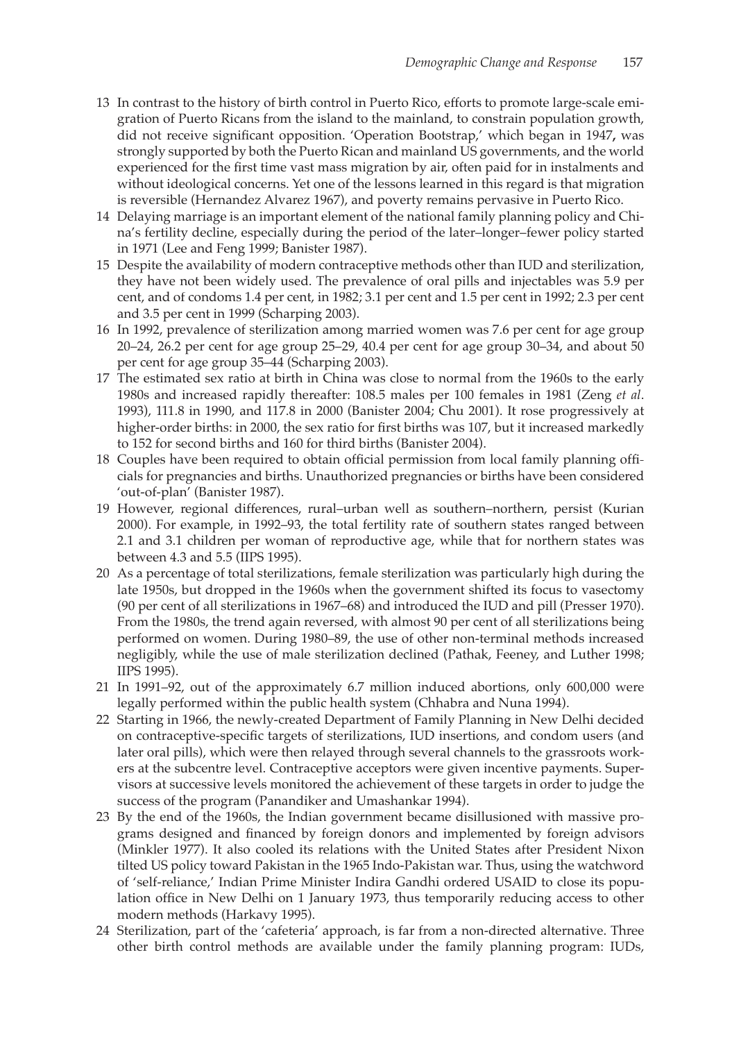13 In contrast to the history of birth control in Puerto Rico, efforts to promote large-scale emigration of Puerto Ricans from the island to the mainland, to constrain population growth, did not receive significant opposition. 'Operation Bootstrap,' which began in 1947**,** was strongly supported by both the Puerto Rican and mainland US governments, and the world experienced for the first time vast mass migration by air, often paid for in instalments and without ideological concerns. Yet one of the lessons learned in this regard is that migration is reversible (Hernandez Alvarez 1967), and poverty remains pervasive in Puerto Rico.

14 Delaying marriage is an important element of the national family planning policy and China's fertility decline, especially during the period of the later–longer–fewer policy started in 1971 (Lee and Feng 1999; Banister 1987).

15 Despite the availability of modern contraceptive methods other than IUD and sterilization, they have not been widely used. The prevalence of oral pills and injectables was 5.9 per cent, and of condoms 1.4 per cent, in 1982; 3.1 per cent and 1.5 per cent in 1992; 2.3 per cent and 3.5 per cent in 1999 (Scharping 2003).

16 In 1992, prevalence of sterilization among married women was 7.6 per cent for age group 20–24, 26.2 per cent for age group 25–29, 40.4 per cent for age group 30–34, and about 50 per cent for age group 35–44 (Scharping 2003).

17 The estimated sex ratio at birth in China was close to normal from the 1960s to the early 1980s and increased rapidly thereafter: 108.5 males per 100 females in 1981 (Zeng *et al*. 1993), 111.8 in 1990, and 117.8 in 2000 (Banister 2004; Chu 2001). It rose progressively at higher-order births: in 2000, the sex ratio for first births was 107, but it increased markedly to 152 for second births and 160 for third births (Banister 2004).

18 Couples have been required to obtain official permission from local family planning officials for pregnancies and births. Unauthorized pregnancies or births have been considered 'out-of-plan' (Banister 1987).

19 However, regional differences, rural–urban well as southern–northern, persist (Kurian 2000). For example, in 1992–93, the total fertility rate of southern states ranged between 2.1 and 3.1 children per woman of reproductive age, while that for northern states was between 4.3 and 5.5 (IIPS 1995).

20 As a percentage of total sterilizations, female sterilization was particularly high during the late 1950s, but dropped in the 1960s when the government shifted its focus to vasectomy (90 per cent of all sterilizations in 1967–68) and introduced the IUD and pill (Presser 1970). From the 1980s, the trend again reversed, with almost 90 per cent of all sterilizations being performed on women. During 1980–89, the use of other non-terminal methods increased negligibly, while the use of male sterilization declined (Pathak, Feeney, and Luther 1998; IIPS 1995).

21 In 1991–92, out of the approximately 6.7 million induced abortions, only 600,000 were legally performed within the public health system (Chhabra and Nuna 1994).

22 Starting in 1966, the newly-created Department of Family Planning in New Delhi decided on contraceptive-specific targets of sterilizations, IUD insertions, and condom users (and later oral pills), which were then relayed through several channels to the grassroots workers at the subcentre level. Contraceptive acceptors were given incentive payments. Supervisors at successive levels monitored the achievement of these targets in order to judge the success of the program (Panandiker and Umashankar 1994).

23 By the end of the 1960s, the Indian government became disillusioned with massive programs designed and financed by foreign donors and implemented by foreign advisors (Minkler 1977). It also cooled its relations with the United States after President Nixon tilted US policy toward Pakistan in the 1965 Indo-Pakistan war. Thus, using the watchword of 'self-reliance,' Indian Prime Minister Indira Gandhi ordered USAID to close its population office in New Delhi on 1 January 1973, thus temporarily reducing access to other modern methods (Harkavy 1995).

24 Sterilization, part of the 'cafeteria' approach, is far from a non-directed alternative. Three other birth control methods are available under the family planning program: IUDs,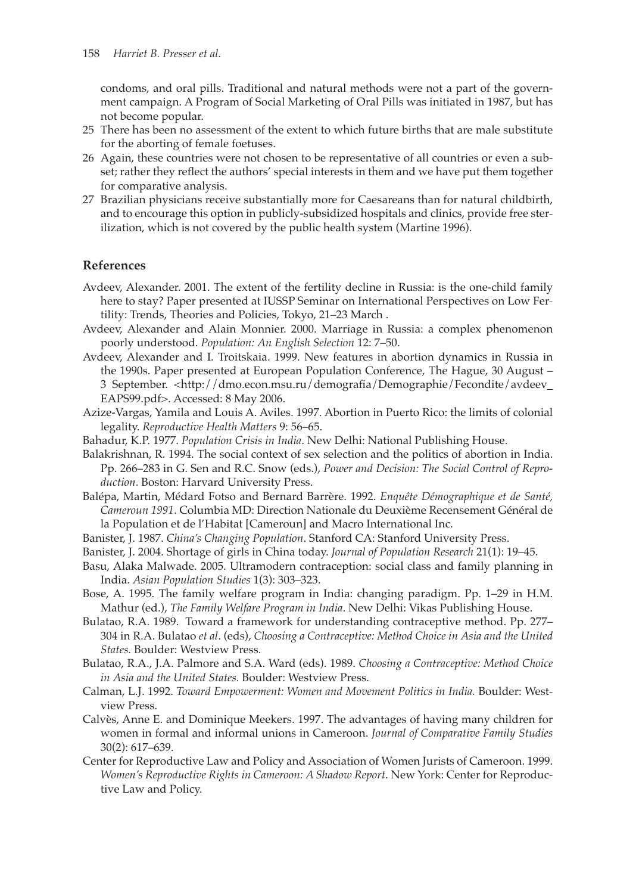condoms, and oral pills. Traditional and natural methods were not a part of the government campaign. A Program of Social Marketing of Oral Pills was initiated in 1987, but has not become popular.

25 There has been no assessment of the extent to which future births that are male substitute for the aborting of female foetuses.

26 Again, these countries were not chosen to be representative of all countries or even a subset; rather they reflect the authors' special interests in them and we have put them together for comparative analysis.

27 Brazilian physicians receive substantially more for Caesareans than for natural childbirth, and to encourage this option in publicly-subsidized hospitals and clinics, provide free sterilization, which is not covered by the public health system (Martine 1996).

## References

Avdeev, Alexander. 2001. The extent of the fertility decline in Russia: is the one-child family here to stay? Paper presented at IUSSP Seminar on International Perspectives on Low Fertility: Trends, Theories and Policies, Tokyo, 21–23 March .

Avdeev, Alexander and Alain Monnier. 2000. Marriage in Russia: a complex phenomenon poorly understood. *Population: An English Selection* 12: 7–50.

Avdeev, Alexander and I. Troitskaia. 1999. New features in abortion dynamics in Russia in the 1990s. Paper presented at European Population Conference, The Hague, 30 August – 3 September. <http://dmo.econ.msu.ru/demografia/Demographie/Fecondite/avdeev_EAPS99.pdf>. Accessed: 8 May 2006.

Azize-Vargas, Yamila and Louis A. Aviles. 1997. Abortion in Puerto Rico: the limits of colonial legality. *Reproductive Health Matters* 9: 56–65.

Bahadur, K.P. 1977. *Population Crisis in India*. New Delhi: National Publishing House.

Balakrishnan, R. 1994. The social context of sex selection and the politics of abortion in India. Pp. 266–283 in G. Sen and R.C. Snow (eds.), *Power and Decision: The Social Control of Reproduction*. Boston: Harvard University Press.

Balépa, Martin, Médard Fotso and Bernard Barrère. 1992. *Enquête Démographique et de Santé, Cameroun 1991*. Columbia MD: Direction Nationale du Deuxième Recensement Général de la Population et de l'Habitat [Cameroun] and Macro International Inc.

Banister, J. 1987. *China's Changing Population*. Stanford CA: Stanford University Press.

Banister, J. 2004. Shortage of girls in China today. *Journal of Population Research* 21(1): 19–45.

Basu, Alaka Malwade. 2005. Ultramodern contraception: social class and family planning in India. *Asian Population Studies* 1(3): 303–323.

Bose, A. 1995. The family welfare program in India: changing paradigm. Pp. 1–29 in H.M. Mathur (ed.), *The Family Welfare Program in India*. New Delhi: Vikas Publishing House.

Bulatao, R.A. 1989. Toward a framework for understanding contraceptive method. Pp. 277–304 in R.A. Bulatao *et al*. (eds), *Choosing a Contraceptive: Method Choice in Asia and the United States.* Boulder: Westview Press.

Bulatao, R.A., J.A. Palmore and S.A. Ward (eds). 1989. *Choosing a Contraceptive: Method Choice in Asia and the United States.* Boulder: Westview Press.

Calman, L.J. 1992. *Toward Empowerment: Women and Movement Politics in India.* Boulder: Westview Press.

Calvès, Anne E. and Dominique Meekers. 1997. The advantages of having many children for women in formal and informal unions in Cameroon. *Journal of Comparative Family Studies* 30(2): 617–639.

Center for Reproductive Law and Policy and Association of Women Jurists of Cameroon. 1999. *Women's Reproductive Rights in Cameroon: A Shadow Report*. New York: Center for Reproductive Law and Policy.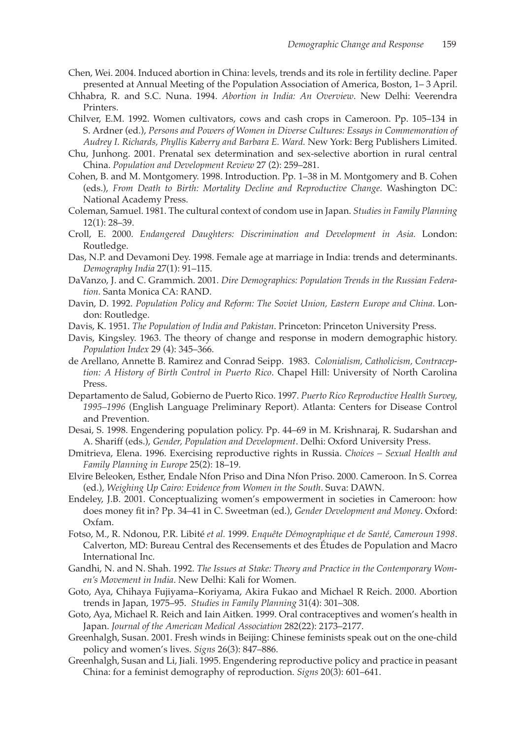Chen, Wei. 2004. Induced abortion in China: levels, trends and its role in fertility decline. Paper presented at Annual Meeting of the Population Association of America, Boston, 1– 3 April.

Chhabra, R. and S.C. Nuna. 1994. *Abortion in India: An Overview*. New Delhi: Veerendra Printers.

Chilver, E.M. 1992. Women cultivators, cows and cash crops in Cameroon. Pp. 105–134 in S. Ardner (ed.), *Persons and Powers of Women in Diverse Cultures: Essays in Commemoration of Audrey I. Richards, Phyllis Kaberry and Barbara E. Ward.* New York: Berg Publishers Limited.

Chu, Junhong. 2001. Prenatal sex determination and sex-selective abortion in rural central China. *Population and Development Review* 27 (2): 259–281.

Cohen, B. and M. Montgomery. 1998. Introduction. Pp. 1–38 in M. Montgomery and B. Cohen (eds.), *From Death to Birth: Mortality Decline and Reproductive Change*. Washington DC: National Academy Press.

Coleman, Samuel. 1981. The cultural context of condom use in Japan. *Studies in Family Planning* 12(1): 28–39.

Croll, E. 2000. *Endangered Daughters: Discrimination and Development in Asia.* London: Routledge.

Das, N.P. and Devamoni Dey. 1998. Female age at marriage in India: trends and determinants. *Demography India* 27(1): 91–115.

DaVanzo, J. and C. Grammich. 2001. *Dire Demographics: Population Trends in the Russian Federation.* Santa Monica CA: RAND.

Davin, D. 1992. *Population Policy and Reform: The Soviet Union, Eastern Europe and China*. London: Routledge.

Davis, K. 1951. *The Population of India and Pakistan*. Princeton: Princeton University Press.

Davis, Kingsley. 1963. The theory of change and response in modern demographic history. *Population Index* 29 (4): 345–366.

de Arellano, Annette B. Ramirez and Conrad Seipp. 1983. *Colonialism, Catholicism, Contraception: A History of Birth Control in Puerto Rico*. Chapel Hill: University of North Carolina Press.

Departamento de Salud, Gobierno de Puerto Rico. 1997. *Puerto Rico Reproductive Health Survey, 1995–1996* (English Language Preliminary Report). Atlanta: Centers for Disease Control and Prevention.

Desai, S. 1998. Engendering population policy. Pp. 44–69 in M. Krishnaraj, R. Sudarshan and A. Shariff (eds.), *Gender, Population and Development*. Delhi: Oxford University Press.

Dmitrieva, Elena. 1996. Exercising reproductive rights in Russia. *Choices – Sexual Health and Family Planning in Europe* 25(2): 18–19.

Elvire Beleoken, Esther, Endale Nfon Priso and Dina Nfon Priso. 2000. Cameroon. In S. Correa (ed.), *Weighing Up Cairo: Evidence from Women in the South*. Suva: DAWN.

Endeley, J.B. 2001. Conceptualizing women's empowerment in societies in Cameroon: how does money fit in? Pp. 34–41 in C. Sweetman (ed.), *Gender Development and Money*. Oxford: Oxfam.

Fotso, M., R. Ndonou, P.R. Libité *et al.* 1999. *Enquête Démographique et de Santé, Cameroun 1998*. Calverton, MD: Bureau Central des Recensements et des Études de Population and Macro International Inc.

Gandhi, N. and N. Shah. 1992. *The Issues at Stake: Theory and Practice in the Contemporary Women's Movement in India*. New Delhi: Kali for Women.

Goto, Aya, Chihaya Fujiyama–Koriyama, Akira Fukao and Michael R Reich. 2000. Abortion trends in Japan, 1975–95. *Studies in Family Planning* 31(4): 301–308.

Goto, Aya, Michael R. Reich and Iain Aitken. 1999. Oral contraceptives and women's health in Japan. *Journal of the American Medical Association* 282(22): 2173–2177.

Greenhalgh, Susan. 2001. Fresh winds in Beijing: Chinese feminists speak out on the one-child policy and women's lives. *Signs* 26(3): 847–886.

Greenhalgh, Susan and Li, Jiali. 1995. Engendering reproductive policy and practice in peasant China: for a feminist demography of reproduction. *Signs* 20(3): 601–641.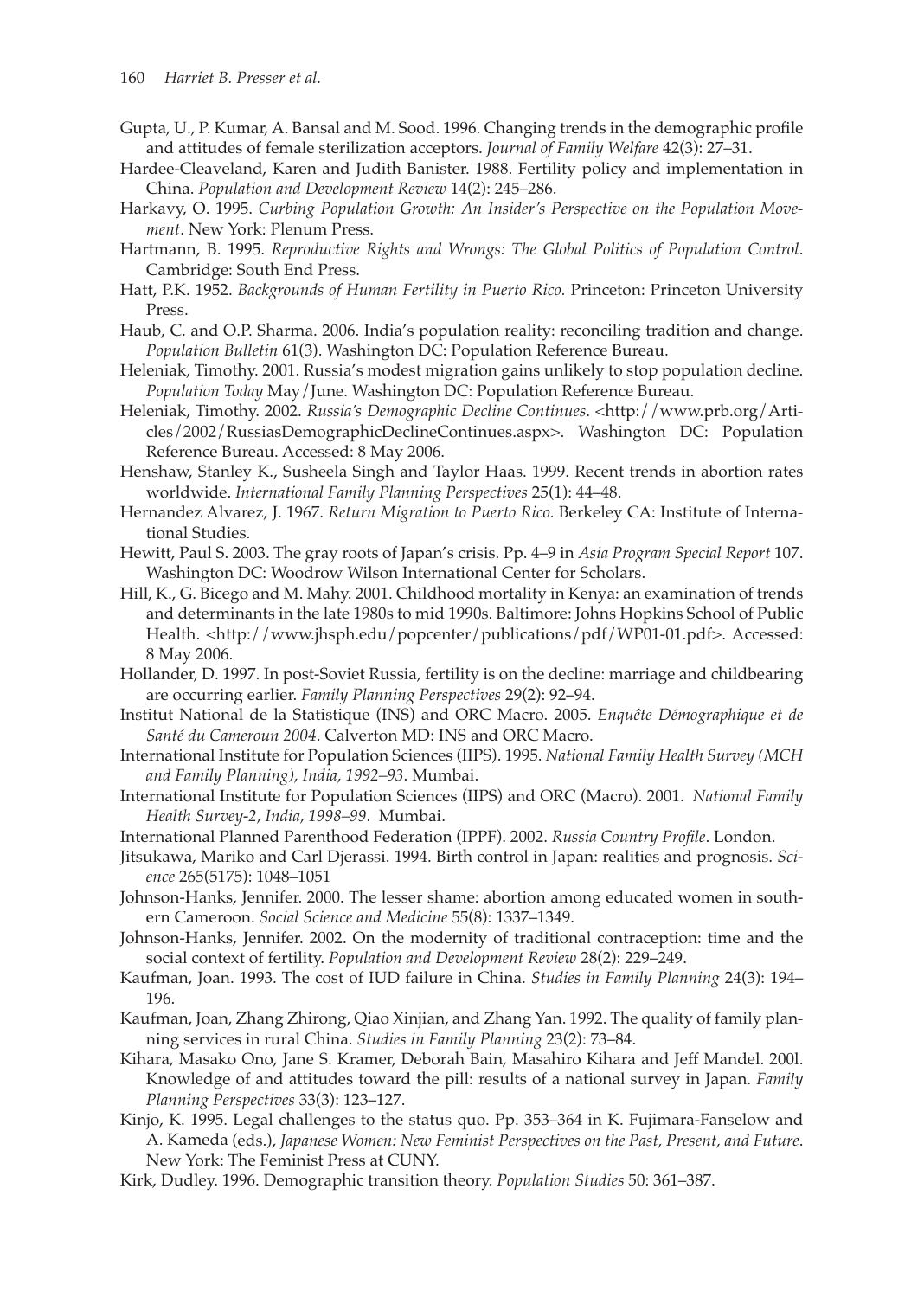Gupta, U., P. Kumar, A. Bansal and M. Sood. 1996. Changing trends in the demographic profile and attitudes of female sterilization acceptors. *Journal of Family Welfare* 42(3): 27–31.

Hardee-Cleaveland, Karen and Judith Banister. 1988. Fertility policy and implementation in China. *Population and Development Review* 14(2): 245–286.

Harkavy, O. 1995. *Curbing Population Growth: An Insider's Perspective on the Population Movement*. New York: Plenum Press.

Hartmann, B. 1995. *Reproductive Rights and Wrongs: The Global Politics of Population Control*. Cambridge: South End Press.

Hatt, P.K. 1952. *Backgrounds of Human Fertility in Puerto Rico.* Princeton: Princeton University Press.

Haub, C. and O.P. Sharma. 2006. India's population reality: reconciling tradition and change. *Population Bulletin* 61(3). Washington DC: Population Reference Bureau.

Heleniak, Timothy. 2001. Russia's modest migration gains unlikely to stop population decline. *Population Today* May/June. Washington DC: Population Reference Bureau.

Heleniak, Timothy. 2002. *Russia's Demographic Decline Continues*. <http://www.prb.org/Articles/2002/RussiasDemographicDeclineContinues.aspx>. Washington DC: Population Reference Bureau. Accessed: 8 May 2006.

Henshaw, Stanley K., Susheela Singh and Taylor Haas. 1999. Recent trends in abortion rates worldwide. *International Family Planning Perspectives* 25(1): 44–48.

Hernandez Alvarez, J. 1967. *Return Migration to Puerto Rico.* Berkeley CA: Institute of International Studies.

Hewitt, Paul S. 2003. The gray roots of Japan's crisis. Pp. 4–9 in *Asia Program Special Report* 107. Washington DC: Woodrow Wilson International Center for Scholars.

Hill, K., G. Bicego and M. Mahy. 2001. Childhood mortality in Kenya: an examination of trends and determinants in the late 1980s to mid 1990s. Baltimore: Johns Hopkins School of Public Health. <http://www.jhsph.edu/popcenter/publications/pdf/WP01-01.pdf>. Accessed: 8 May 2006.

Hollander, D. 1997. In post-Soviet Russia, fertility is on the decline: marriage and childbearing are occurring earlier. *Family Planning Perspectives* 29(2): 92–94.

Institut National de la Statistique (INS) and ORC Macro. 2005. *Enquête Démographique et de Santé du Cameroun 2004*. Calverton MD: INS and ORC Macro.

International Institute for Population Sciences (IIPS). 1995. *National Family Health Survey (MCH and Family Planning), India, 1992–93*. Mumbai.

International Institute for Population Sciences (IIPS) and ORC (Macro). 2001. *National Family Health Survey-2, India, 1998–99*. Mumbai.

International Planned Parenthood Federation (IPPF). 2002. *Russia Country Profile*. London.

Jitsukawa, Mariko and Carl Djerassi. 1994. Birth control in Japan: realities and prognosis. *Science* 265(5175): 1048–1051

Johnson-Hanks, Jennifer. 2000. The lesser shame: abortion among educated women in southern Cameroon. *Social Science and Medicine* 55(8): 1337–1349.

Johnson-Hanks, Jennifer. 2002. On the modernity of traditional contraception: time and the social context of fertility. *Population and Development Review* 28(2): 229–249.

Kaufman, Joan. 1993. The cost of IUD failure in China. *Studies in Family Planning* 24(3): 194–196.

Kaufman, Joan, Zhang Zhirong, Qiao Xinjian, and Zhang Yan. 1992. The quality of family planning services in rural China. *Studies in Family Planning* 23(2): 73–84.

Kihara, Masako Ono, Jane S. Kramer, Deborah Bain, Masahiro Kihara and Jeff Mandel. 200l. Knowledge of and attitudes toward the pill: results of a national survey in Japan. *Family Planning Perspectives* 33(3): 123–127.

Kinjo, K. 1995. Legal challenges to the status quo. Pp. 353–364 in K. Fujimara-Fanselow and A. Kameda (eds.), *Japanese Women: New Feminist Perspectives on the Past, Present, and Future*. New York: The Feminist Press at CUNY.

Kirk, Dudley. 1996. Demographic transition theory. *Population Studies* 50: 361–387.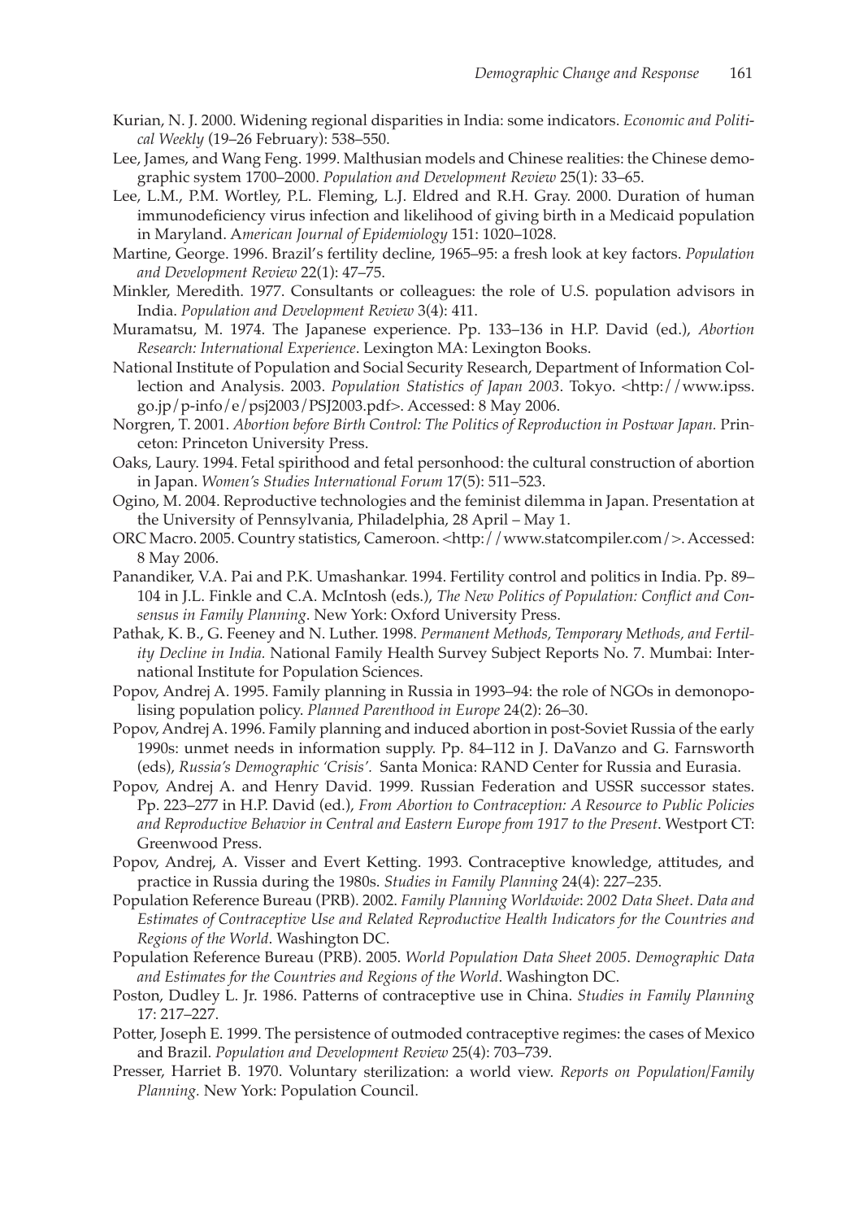Kurian, N. J. 2000. Widening regional disparities in India: some indicators. *Economic and Political Weekly* (19–26 February): 538–550.

Lee, James, and Wang Feng. 1999. Malthusian models and Chinese realities: the Chinese demographic system 1700–2000. *Population and Development Review* 25(1): 33–65.

Lee, L.M., P.M. Wortley, P.L. Fleming, L.J. Eldred and R.H. Gray. 2000. Duration of human immunodeficiency virus infection and likelihood of giving birth in a Medicaid population in Maryland. *American Journal of Epidemiology* 151: 1020–1028.

Martine, George. 1996. Brazil's fertility decline, 1965–95: a fresh look at key factors. *Population and Development Review* 22(1): 47–75.

Minkler, Meredith. 1977. Consultants or colleagues: the role of U.S. population advisors in India. *Population and Development Review* 3(4): 411.

Muramatsu, M. 1974. The Japanese experience. Pp. 133–136 in H.P. David (ed.), *Abortion Research: International Experience*. Lexington MA: Lexington Books.

National Institute of Population and Social Security Research, Department of Information Collection and Analysis. 2003. *Population Statistics of Japan 2003*. Tokyo. <http://www.ipss.go.jp/p-info/e/psj2003/PSJ2003.pdf>. Accessed: 8 May 2006.

Norgren, T. 2001. *Abortion before Birth Control: The Politics of Reproduction in Postwar Japan.* Princeton: Princeton University Press.

Oaks, Laury. 1994. Fetal spirithood and fetal personhood: the cultural construction of abortion in Japan. *Women's Studies International Forum* 17(5): 511–523.

Ogino, M. 2004. Reproductive technologies and the feminist dilemma in Japan. Presentation at the University of Pennsylvania, Philadelphia, 28 April – May 1.

ORC Macro. 2005. Country statistics, Cameroon. <http://www.statcompiler.com/>. Accessed: 8 May 2006.

Panandiker, V.A. Pai and P.K. Umashankar. 1994. Fertility control and politics in India. Pp. 89–104 in J.L. Finkle and C.A. McIntosh (eds.), *The New Politics of Population: Conflict and Consensus in Family Planning*. New York: Oxford University Press.

Pathak, K. B., G. Feeney and N. Luther. 1998. *Permanent Methods, Temporary Methods, and Fertility Decline in India.* National Family Health Survey Subject Reports No. 7. Mumbai: International Institute for Population Sciences.

Popov, Andrej A. 1995. Family planning in Russia in 1993–94: the role of NGOs in demonopolising population policy. *Planned Parenthood in Europe* 24(2): 26–30.

Popov, Andrej A. 1996. Family planning and induced abortion in post-Soviet Russia of the early 1990s: unmet needs in information supply. Pp. 84–112 in J. DaVanzo and G. Farnsworth (eds), *Russia's Demographic 'Crisis'.* Santa Monica: RAND Center for Russia and Eurasia.

Popov, Andrej A. and Henry David. 1999. Russian Federation and USSR successor states. Pp. 223–277 in H.P. David (ed.), *From Abortion to Contraception: A Resource to Public Policies and Reproductive Behavior in Central and Eastern Europe from 1917 to the Present*. Westport CT: Greenwood Press.

Popov, Andrej, A. Visser and Evert Ketting. 1993. Contraceptive knowledge, attitudes, and practice in Russia during the 1980s. *Studies in Family Planning* 24(4): 227–235.

Population Reference Bureau (PRB). 2002. *Family Planning Worldwide*: *2002 Data Sheet*. *Data and Estimates of Contraceptive Use and Related Reproductive Health Indicators for the Countries and Regions of the World*. Washington DC.

Population Reference Bureau (PRB). 2005. *World Population Data Sheet 2005*. *Demographic Data and Estimates for the Countries and Regions of the World*. Washington DC.

Poston, Dudley L. Jr. 1986. Patterns of contraceptive use in China. *Studies in Family Planning* 17: 217–227.

Potter, Joseph E. 1999. The persistence of outmoded contraceptive regimes: the cases of Mexico and Brazil. *Population and Development Review* 25(4): 703–739.

Presser, Harriet B. 1970. Voluntary sterilization: a world view. *Reports on Population/Family Planning.* New York: Population Council.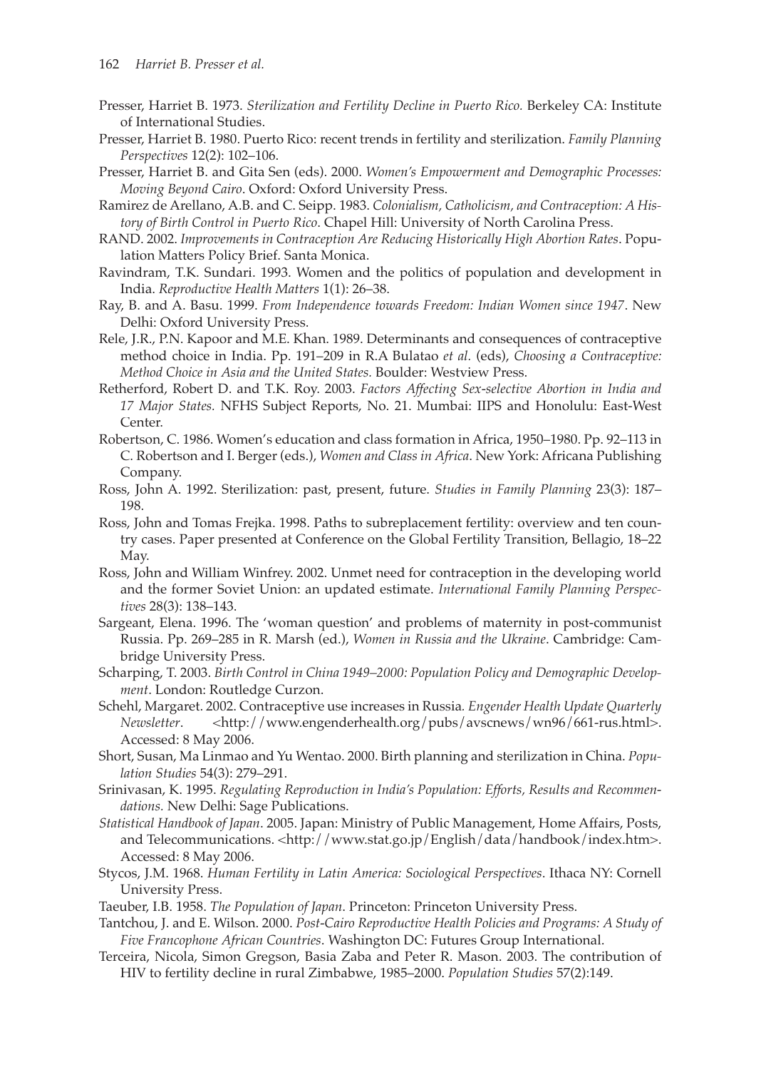Presser, Harriet B. 1973. *Sterilization and Fertility Decline in Puerto Rico.* Berkeley CA: Institute of International Studies.

Presser, Harriet B. 1980. Puerto Rico: recent trends in fertility and sterilization. *Family Planning Perspectives* 12(2): 102–106.

Presser, Harriet B. and Gita Sen (eds). 2000. *Women's Empowerment and Demographic Processes: Moving Beyond Cairo*. Oxford: Oxford University Press.

Ramirez de Arellano, A.B. and C. Seipp. 1983. *Colonialism, Catholicism, and Contraception: A History of Birth Control in Puerto Rico*. Chapel Hill: University of North Carolina Press.

RAND. 2002. *Improvements in Contraception Are Reducing Historically High Abortion Rates*. Population Matters Policy Brief. Santa Monica.

Ravindram, T.K. Sundari. 1993. Women and the politics of population and development in India. *Reproductive Health Matters* 1(1): 26–38.

Ray, B. and A. Basu. 1999. *From Independence towards Freedom: Indian Women since 1947*. New Delhi: Oxford University Press.

Rele, J.R., P.N. Kapoor and M.E. Khan. 1989. Determinants and consequences of contraceptive method choice in India. Pp. 191–209 in R.A Bulatao *et al.* (eds), *Choosing a Contraceptive: Method Choice in Asia and the United States.* Boulder: Westview Press.

Retherford, Robert D. and T.K. Roy. 2003. *Factors Affecting Sex-selective Abortion in India and 17 Major States.* NFHS Subject Reports, No. 21. Mumbai: IIPS and Honolulu: East-West Center.

Robertson, C. 1986. Women's education and class formation in Africa, 1950–1980. Pp. 92–113 in C. Robertson and I. Berger (eds.), *Women and Class in Africa*. New York: Africana Publishing Company.

Ross, John A. 1992. Sterilization: past, present, future. *Studies in Family Planning* 23(3): 187–198.

Ross, John and Tomas Frejka. 1998. Paths to subreplacement fertility: overview and ten country cases. Paper presented at Conference on the Global Fertility Transition, Bellagio, 18–22 May.

Ross, John and William Winfrey. 2002. Unmet need for contraception in the developing world and the former Soviet Union: an updated estimate. *International Family Planning Perspectives* 28(3): 138–143.

Sargeant, Elena. 1996. The 'woman question' and problems of maternity in post-communist Russia. Pp. 269–285 in R. Marsh (ed.), *Women in Russia and the Ukraine*. Cambridge: Cambridge University Press.

Scharping, T. 2003. *Birth Control in China 1949–2000: Population Policy and Demographic Development*. London: Routledge Curzon.

Schehl, Margaret. 2002. Contraceptive use increases in Russia. *Engender Health Update Quarterly Newsletter*. <http://www.engenderhealth.org/pubs/avscnews/wn96/661-rus.html>. Accessed: 8 May 2006.

Short, Susan, Ma Linmao and Yu Wentao. 2000. Birth planning and sterilization in China. *Population Studies* 54(3): 279–291.

Srinivasan, K. 1995. *Regulating Reproduction in India's Population: Efforts, Results and Recommendations.* New Delhi: Sage Publications.

*Statistical Handbook of Japan*. 2005. Japan: Ministry of Public Management, Home Affairs, Posts, and Telecommunications. <http://www.stat.go.jp/English/data/handbook/index.htm>. Accessed: 8 May 2006.

Stycos, J.M. 1968. *Human Fertility in Latin America: Sociological Perspectives*. Ithaca NY: Cornell University Press.

Taeuber, I.B. 1958. *The Population of Japan*. Princeton: Princeton University Press.

Tantchou, J. and E. Wilson. 2000. *Post-Cairo Reproductive Health Policies and Programs: A Study of Five Francophone African Countries*. Washington DC: Futures Group International.

Terceira, Nicola, Simon Gregson, Basia Zaba and Peter R. Mason. 2003. The contribution of HIV to fertility decline in rural Zimbabwe, 1985–2000. *Population Studies* 57(2):149.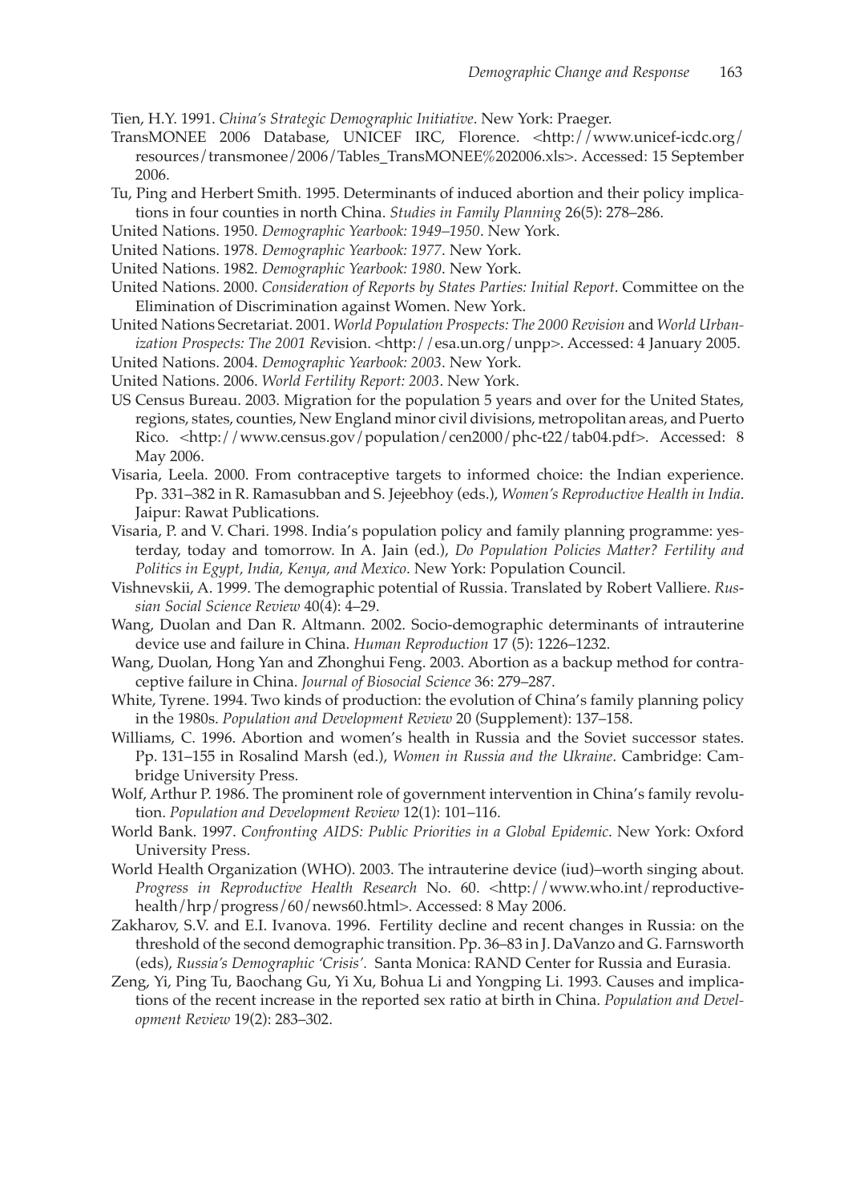Tien, H.Y. 1991. *China's Strategic Demographic Initiative*. New York: Praeger.

TransMONEE 2006 Database, UNICEF IRC, Florence. <http://www.unicef-icdc.org/resources/transmonee/2006/Tables_TransMONEE%202006.xls>. Accessed: 15 September 2006.

Tu, Ping and Herbert Smith. 1995. Determinants of induced abortion and their policy implications in four counties in north China. *Studies in Family Planning* 26(5): 278–286.

United Nations. 1950. *Demographic Yearbook: 1949–1950*. New York.

United Nations. 1978. *Demographic Yearbook: 1977*. New York.

United Nations. 1982. *Demographic Yearbook: 1980*. New York.

United Nations. 2000. *Consideration of Reports by States Parties: Initial Report*. Committee on the Elimination of Discrimination against Women. New York.

United Nations Secretariat. 2001. *World Population Prospects: The 2000 Revision* and *World Urbanization Prospects: The 2001 Re*vision. <http://esa.un.org/unpp>. Accessed: 4 January 2005.

United Nations. 2004. *Demographic Yearbook: 2003*. New York.

United Nations. 2006. *World Fertility Report: 2003*. New York.

US Census Bureau. 2003. Migration for the population 5 years and over for the United States, regions, states, counties, New England minor civil divisions, metropolitan areas, and Puerto Rico. <http://www.census.gov/population/cen2000/phc-t22/tab04.pdf>. Accessed: 8 May 2006.

Visaria, Leela. 2000. From contraceptive targets to informed choice: the Indian experience. Pp. 331–382 in R. Ramasubban and S. Jejeebhoy (eds.), *Women's Reproductive Health in India*. Jaipur: Rawat Publications.

Visaria, P. and V. Chari. 1998. India's population policy and family planning programme: yesterday, today and tomorrow. In A. Jain (ed.), *Do Population Policies Matter? Fertility and Politics in Egypt, India, Kenya, and Mexico*. New York: Population Council.

Vishnevskii, A. 1999. The demographic potential of Russia. Translated by Robert Valliere. *Russian Social Science Review* 40(4): 4–29.

Wang, Duolan and Dan R. Altmann. 2002. Socio-demographic determinants of intrauterine device use and failure in China. *Human Reproduction* 17 (5): 1226–1232.

Wang, Duolan, Hong Yan and Zhonghui Feng. 2003. Abortion as a backup method for contraceptive failure in China. *Journal of Biosocial Science* 36: 279–287.

White, Tyrene. 1994. Two kinds of production: the evolution of China's family planning policy in the 1980s. *Population and Development Review* 20 (Supplement): 137–158.

Williams, C. 1996. Abortion and women's health in Russia and the Soviet successor states. Pp. 131–155 in Rosalind Marsh (ed.), *Women in Russia and the Ukraine*. Cambridge: Cambridge University Press.

Wolf, Arthur P. 1986. The prominent role of government intervention in China's family revolution. *Population and Development Review* 12(1): 101–116.

World Bank. 1997. *Confronting AIDS: Public Priorities in a Global Epidemic*. New York: Oxford University Press.

World Health Organization (WHO). 2003. The intrauterine device (iud)–worth singing about. *Progress in Reproductive Health Research* No. 60. <http://www.who.int/reproductive-health/hrp/progress/60/news60.html>. Accessed: 8 May 2006.

Zakharov, S.V. and E.I. Ivanova. 1996. Fertility decline and recent changes in Russia: on the threshold of the second demographic transition. Pp. 36–83 in J. DaVanzo and G. Farnsworth (eds), *Russia's Demographic 'Crisis'*. Santa Monica: RAND Center for Russia and Eurasia.

Zeng, Yi, Ping Tu, Baochang Gu, Yi Xu, Bohua Li and Yongping Li. 1993. Causes and implications of the recent increase in the reported sex ratio at birth in China. *Population and Development Review* 19(2): 283–302.